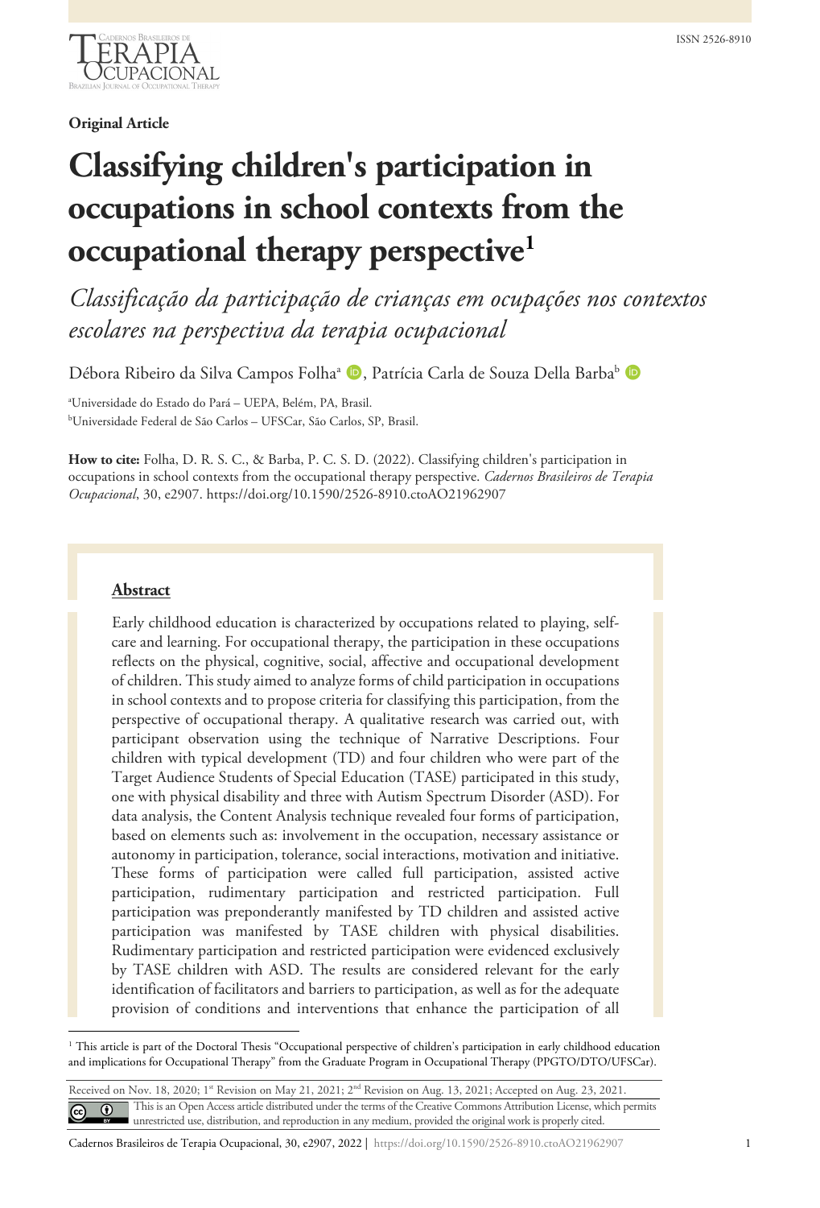**Original Article**

# Classifying children's participation in occupations in school contexts from the occupational therapy perspective[1]

*Classificação da participação de crianças em ocupações nos contextos escolares na perspectiva da terapia ocupacional*

Débora Ribeiro da Silva Campos Folha[a], Patrícia Carla de Souza Della Barba[b]

[a]Universidade do Estado do Pará – UEPA, Belém, PA, Brasil.
[b]Universidade Federal de São Carlos – UFSCar, São Carlos, SP, Brasil.

**How to cite:** Folha, D. R. S. C., & Barba, P. C. S. D. (2022). Classifying children's participation in occupations in school contexts from the occupational therapy perspective. *Cadernos Brasileiros de Terapia Ocupacional*, 30, e2907. https://doi.org/10.1590/2526-8910.ctoAO21962907

## Abstract

Early childhood education is characterized by occupations related to playing, self-care and learning. For occupational therapy, the participation in these occupations reflects on the physical, cognitive, social, affective and occupational development of children. This study aimed to analyze forms of child participation in occupations in school contexts and to propose criteria for classifying this participation, from the perspective of occupational therapy. A qualitative research was carried out, with participant observation using the technique of Narrative Descriptions. Four children with typical development (TD) and four children who were part of the Target Audience Students of Special Education (TASE) participated in this study, one with physical disability and three with Autism Spectrum Disorder (ASD). For data analysis, the Content Analysis technique revealed four forms of participation, based on elements such as: involvement in the occupation, necessary assistance or autonomy in participation, tolerance, social interactions, motivation and initiative. These forms of participation were called full participation, assisted active participation, rudimentary participation and restricted participation. Full participation was preponderantly manifested by TD children and assisted active participation was manifested by TASE children with physical disabilities. Rudimentary participation and restricted participation were evidenced exclusively by TASE children with ASD. The results are considered relevant for the early identification of facilitators and barriers to participation, as well as for the adequate provision of conditions and interventions that enhance the participation of all

[1] This article is part of the Doctoral Thesis "Occupational perspective of children's participation in early childhood education and implications for Occupational Therapy" from the Graduate Program in Occupational Therapy (PPGTO/DTO/UFSCar).

Received on Nov. 18, 2020; 1st Revision on May 21, 2021; 2nd Revision on Aug. 13, 2021; Accepted on Aug. 23, 2021.

This is an Open Access article distributed under the terms of the Creative Commons Attribution License, which permits unrestricted use, distribution, and reproduction in any medium, provided the original work is properly cited.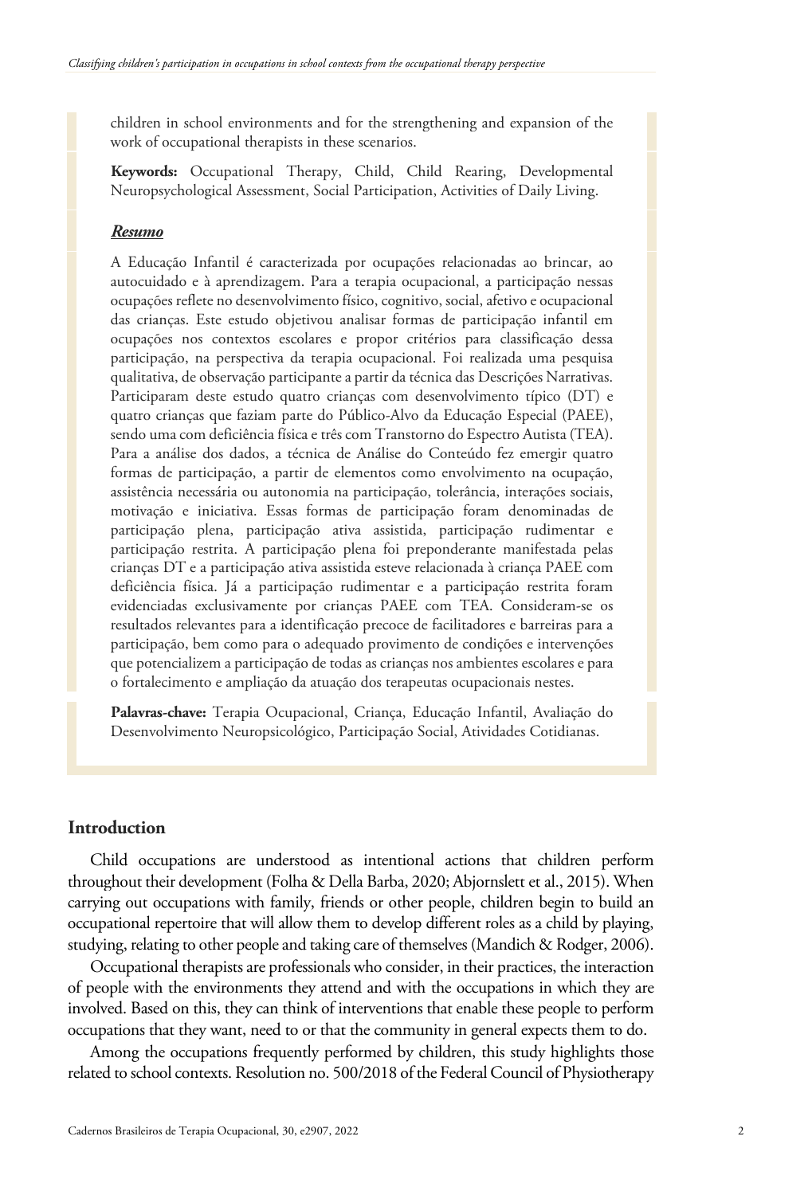children in school environments and for the strengthening and expansion of the work of occupational therapists in these scenarios.

**Keywords:** Occupational Therapy, Child, Child Rearing, Developmental Neuropsychological Assessment, Social Participation, Activities of Daily Living.

***Resumo***

A Educação Infantil é caracterizada por ocupações relacionadas ao brincar, ao autocuidado e à aprendizagem. Para a terapia ocupacional, a participação nessas ocupações reflete no desenvolvimento físico, cognitivo, social, afetivo e ocupacional das crianças. Este estudo objetivou analisar formas de participação infantil em ocupações nos contextos escolares e propor critérios para classificação dessa participação, na perspectiva da terapia ocupacional. Foi realizada uma pesquisa qualitativa, de observação participante a partir da técnica das Descrições Narrativas. Participaram deste estudo quatro crianças com desenvolvimento típico (DT) e quatro crianças que faziam parte do Público-Alvo da Educação Especial (PAEE), sendo uma com deficiência física e três com Transtorno do Espectro Autista (TEA). Para a análise dos dados, a técnica de Análise do Conteúdo fez emergir quatro formas de participação, a partir de elementos como envolvimento na ocupação, assistência necessária ou autonomia na participação, tolerância, interações sociais, motivação e iniciativa. Essas formas de participação foram denominadas de participação plena, participação ativa assistida, participação rudimentar e participação restrita. A participação plena foi preponderante manifestada pelas crianças DT e a participação ativa assistida esteve relacionada à criança PAEE com deficiência física. Já a participação rudimentar e a participação restrita foram evidenciadas exclusivamente por crianças PAEE com TEA. Consideram-se os resultados relevantes para a identificação precoce de facilitadores e barreiras para a participação, bem como para o adequado provimento de condições e intervenções que potencializem a participação de todas as crianças nos ambientes escolares e para o fortalecimento e ampliação da atuação dos terapeutas ocupacionais nestes.

**Palavras-chave:** Terapia Ocupacional, Criança, Educação Infantil, Avaliação do Desenvolvimento Neuropsicológico, Participação Social, Atividades Cotidianas.

## Introduction

Child occupations are understood as intentional actions that children perform throughout their development (Folha & Della Barba, 2020; Abjornslett et al., 2015). When carrying out occupations with family, friends or other people, children begin to build an occupational repertoire that will allow them to develop different roles as a child by playing, studying, relating to other people and taking care of themselves (Mandich & Rodger, 2006).

Occupational therapists are professionals who consider, in their practices, the interaction of people with the environments they attend and with the occupations in which they are involved. Based on this, they can think of interventions that enable these people to perform occupations that they want, need to or that the community in general expects them to do.

Among the occupations frequently performed by children, this study highlights those related to school contexts. Resolution no. 500/2018 of the Federal Council of Physiotherapy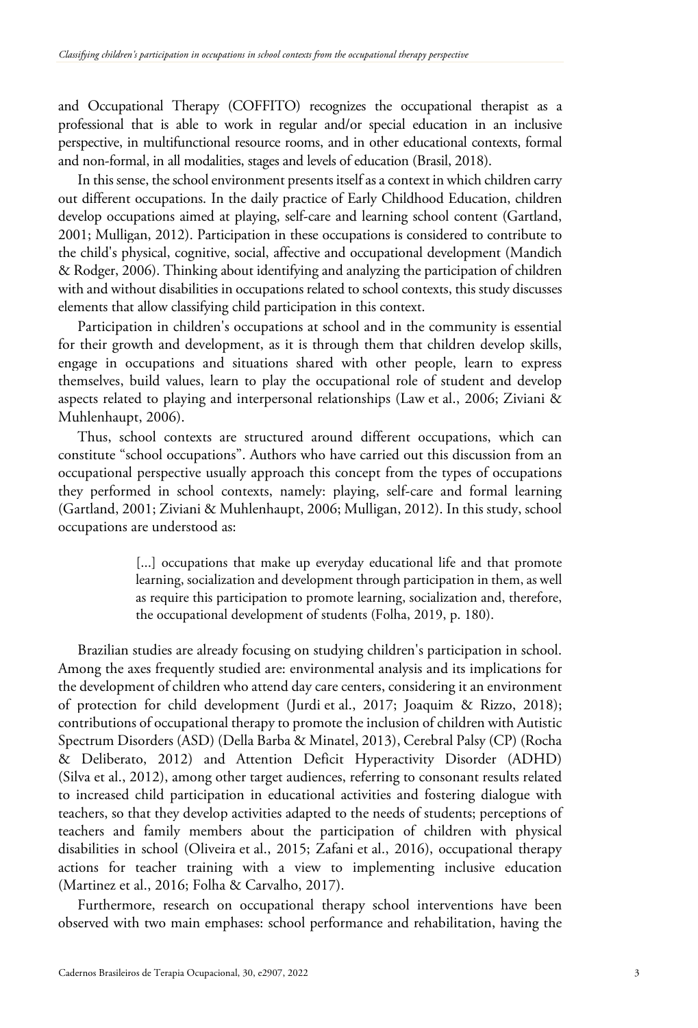and Occupational Therapy (COFFITO) recognizes the occupational therapist as a professional that is able to work in regular and/or special education in an inclusive perspective, in multifunctional resource rooms, and in other educational contexts, formal and non-formal, in all modalities, stages and levels of education (Brasil, 2018).

In this sense, the school environment presents itself as a context in which children carry out different occupations. In the daily practice of Early Childhood Education, children develop occupations aimed at playing, self-care and learning school content (Gartland, 2001; Mulligan, 2012). Participation in these occupations is considered to contribute to the child's physical, cognitive, social, affective and occupational development (Mandich & Rodger, 2006). Thinking about identifying and analyzing the participation of children with and without disabilities in occupations related to school contexts, this study discusses elements that allow classifying child participation in this context.

Participation in children's occupations at school and in the community is essential for their growth and development, as it is through them that children develop skills, engage in occupations and situations shared with other people, learn to express themselves, build values, learn to play the occupational role of student and develop aspects related to playing and interpersonal relationships (Law et al., 2006; Ziviani & Muhlenhaupt, 2006).

Thus, school contexts are structured around different occupations, which can constitute "school occupations". Authors who have carried out this discussion from an occupational perspective usually approach this concept from the types of occupations they performed in school contexts, namely: playing, self-care and formal learning (Gartland, 2001; Ziviani & Muhlenhaupt, 2006; Mulligan, 2012). In this study, school occupations are understood as:

> [...] occupations that make up everyday educational life and that promote learning, socialization and development through participation in them, as well as require this participation to promote learning, socialization and, therefore, the occupational development of students (Folha, 2019, p. 180).

Brazilian studies are already focusing on studying children's participation in school. Among the axes frequently studied are: environmental analysis and its implications for the development of children who attend day care centers, considering it an environment of protection for child development (Jurdi et al., 2017; Joaquim & Rizzo, 2018); contributions of occupational therapy to promote the inclusion of children with Autistic Spectrum Disorders (ASD) (Della Barba & Minatel, 2013), Cerebral Palsy (CP) (Rocha & Deliberato, 2012) and Attention Deficit Hyperactivity Disorder (ADHD) (Silva et al., 2012), among other target audiences, referring to consonant results related to increased child participation in educational activities and fostering dialogue with teachers, so that they develop activities adapted to the needs of students; perceptions of teachers and family members about the participation of children with physical disabilities in school (Oliveira et al., 2015; Zafani et al., 2016), occupational therapy actions for teacher training with a view to implementing inclusive education (Martinez et al., 2016; Folha & Carvalho, 2017).

Furthermore, research on occupational therapy school interventions have been observed with two main emphases: school performance and rehabilitation, having the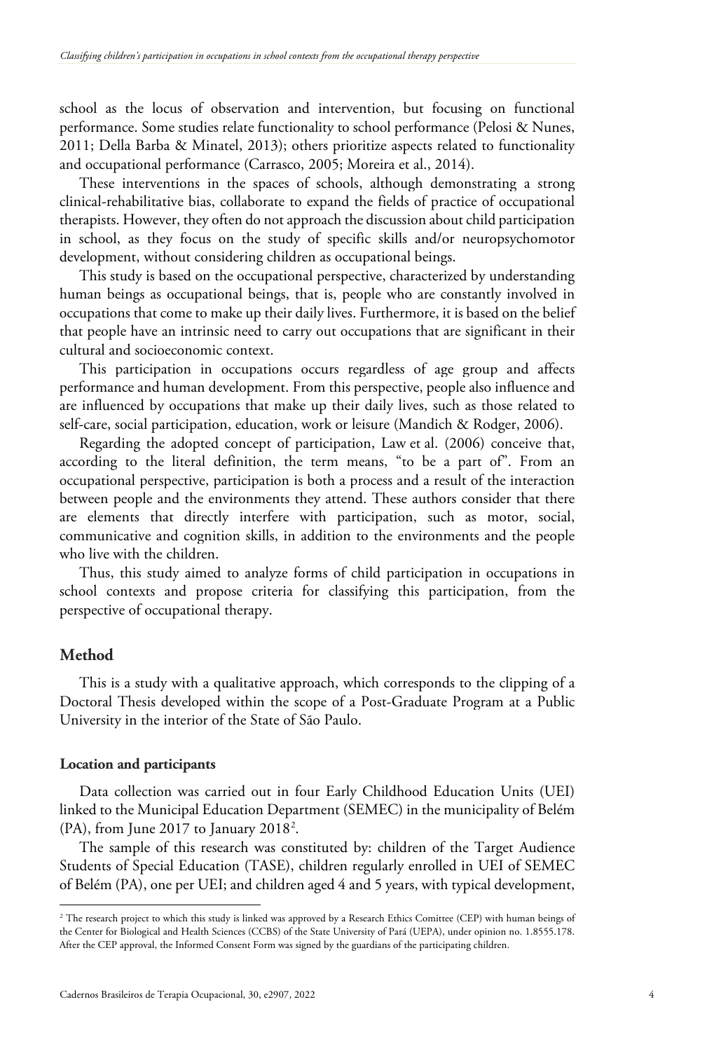school as the locus of observation and intervention, but focusing on functional performance. Some studies relate functionality to school performance (Pelosi & Nunes, 2011; Della Barba & Minatel, 2013); others prioritize aspects related to functionality and occupational performance (Carrasco, 2005; Moreira et al., 2014).

These interventions in the spaces of schools, although demonstrating a strong clinical-rehabilitative bias, collaborate to expand the fields of practice of occupational therapists. However, they often do not approach the discussion about child participation in school, as they focus on the study of specific skills and/or neuropsychomotor development, without considering children as occupational beings.

This study is based on the occupational perspective, characterized by understanding human beings as occupational beings, that is, people who are constantly involved in occupations that come to make up their daily lives. Furthermore, it is based on the belief that people have an intrinsic need to carry out occupations that are significant in their cultural and socioeconomic context.

This participation in occupations occurs regardless of age group and affects performance and human development. From this perspective, people also influence and are influenced by occupations that make up their daily lives, such as those related to self-care, social participation, education, work or leisure (Mandich & Rodger, 2006).

Regarding the adopted concept of participation, Law et al. (2006) conceive that, according to the literal definition, the term means, "to be a part of". From an occupational perspective, participation is both a process and a result of the interaction between people and the environments they attend. These authors consider that there are elements that directly interfere with participation, such as motor, social, communicative and cognition skills, in addition to the environments and the people who live with the children.

Thus, this study aimed to analyze forms of child participation in occupations in school contexts and propose criteria for classifying this participation, from the perspective of occupational therapy.

## Method

This is a study with a qualitative approach, which corresponds to the clipping of a Doctoral Thesis developed within the scope of a Post-Graduate Program at a Public University in the interior of the State of São Paulo.

### Location and participants

Data collection was carried out in four Early Childhood Education Units (UEI) linked to the Municipal Education Department (SEMEC) in the municipality of Belém (PA), from June 2017 to January 2018[2].

The sample of this research was constituted by: children of the Target Audience Students of Special Education (TASE), children regularly enrolled in UEI of SEMEC of Belém (PA), one per UEI; and children aged 4 and 5 years, with typical development,

[2] The research project to which this study is linked was approved by a Research Ethics Comittee (CEP) with human beings of the Center for Biological and Health Sciences (CCBS) of the State University of Pará (UEPA), under opinion no. 1.8555.178. After the CEP approval, the Informed Consent Form was signed by the guardians of the participating children.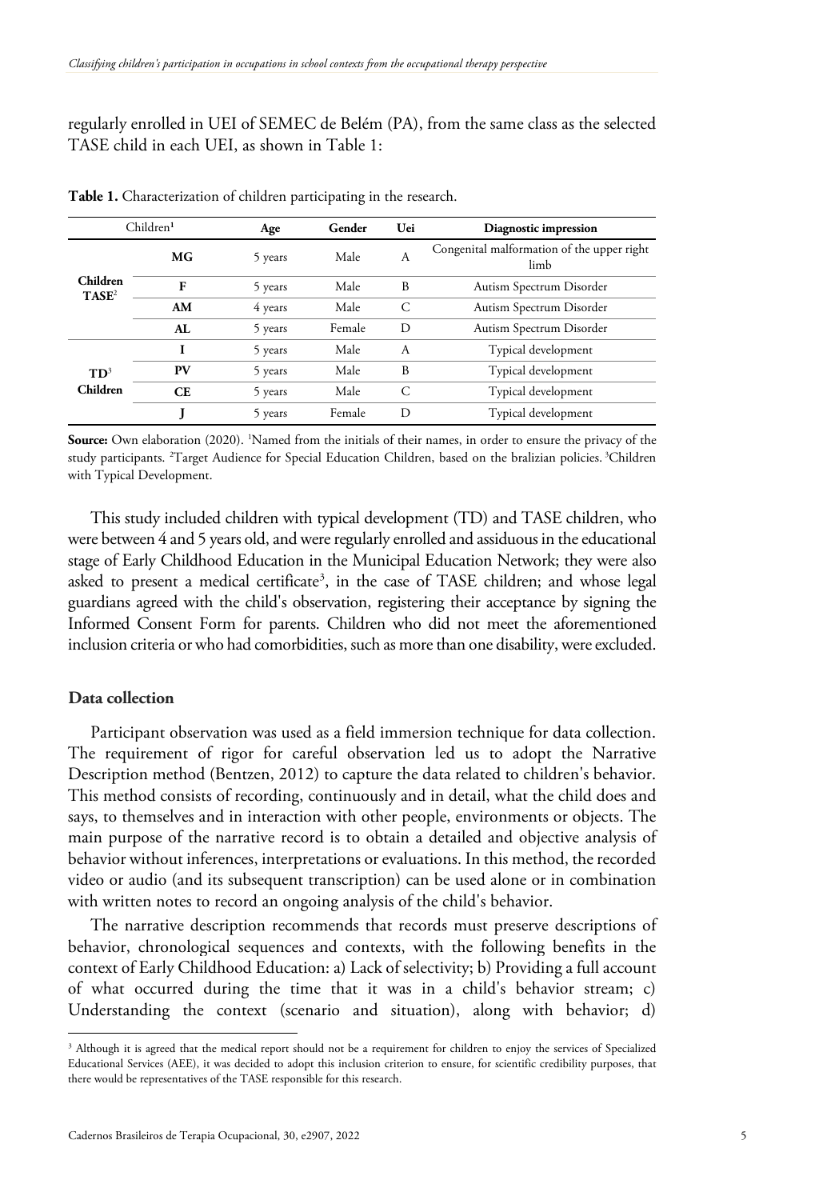regularly enrolled in UEI of SEMEC de Belém (PA), from the same class as the selected TASE child in each UEI, as shown in Table 1:

**Table 1.** Characterization of children participating in the research.

| Children[1] | | Age | Gender | Uei | Diagnostic impression |
|---|---|---|---|---|---|
| **Children TASE**[2] | **MG** | 5 years | Male | A | Congenital malformation of the upper right limb |
| | **F** | 5 years | Male | B | Autism Spectrum Disorder |
| | **AM** | 4 years | Male | C | Autism Spectrum Disorder |
| | **AL** | 5 years | Female | D | Autism Spectrum Disorder |
| **TD**[3] **Children** | **I** | 5 years | Male | A | Typical development |
| | **PV** | 5 years | Male | B | Typical development |
| | **CE** | 5 years | Male | C | Typical development |
| | **J** | 5 years | Female | D | Typical development |

**Source:** Own elaboration (2020). [1]Named from the initials of their names, in order to ensure the privacy of the study participants. [2]Target Audience for Special Education Children, based on the bralizian policies. [3]Children with Typical Development.

This study included children with typical development (TD) and TASE children, who were between 4 and 5 years old, and were regularly enrolled and assiduous in the educational stage of Early Childhood Education in the Municipal Education Network; they were also asked to present a medical certificate[3], in the case of TASE children; and whose legal guardians agreed with the child's observation, registering their acceptance by signing the Informed Consent Form for parents. Children who did not meet the aforementioned inclusion criteria or who had comorbidities, such as more than one disability, were excluded.

### Data collection

Participant observation was used as a field immersion technique for data collection. The requirement of rigor for careful observation led us to adopt the Narrative Description method (Bentzen, 2012) to capture the data related to children's behavior. This method consists of recording, continuously and in detail, what the child does and says, to themselves and in interaction with other people, environments or objects. The main purpose of the narrative record is to obtain a detailed and objective analysis of behavior without inferences, interpretations or evaluations. In this method, the recorded video or audio (and its subsequent transcription) can be used alone or in combination with written notes to record an ongoing analysis of the child's behavior.

The narrative description recommends that records must preserve descriptions of behavior, chronological sequences and contexts, with the following benefits in the context of Early Childhood Education: a) Lack of selectivity; b) Providing a full account of what occurred during the time that it was in a child's behavior stream; c) Understanding the context (scenario and situation), along with behavior; d)

[3] Although it is agreed that the medical report should not be a requirement for children to enjoy the services of Specialized Educational Services (AEE), it was decided to adopt this inclusion criterion to ensure, for scientific credibility purposes, that there would be representatives of the TASE responsible for this research.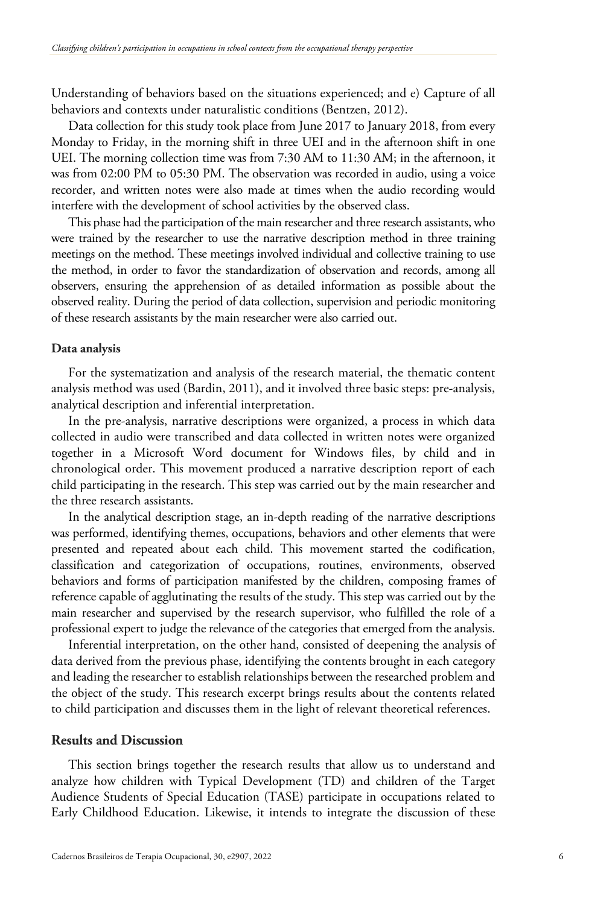Understanding of behaviors based on the situations experienced; and e) Capture of all behaviors and contexts under naturalistic conditions (Bentzen, 2012).

Data collection for this study took place from June 2017 to January 2018, from every Monday to Friday, in the morning shift in three UEI and in the afternoon shift in one UEI. The morning collection time was from 7:30 AM to 11:30 AM; in the afternoon, it was from 02:00 PM to 05:30 PM. The observation was recorded in audio, using a voice recorder, and written notes were also made at times when the audio recording would interfere with the development of school activities by the observed class.

This phase had the participation of the main researcher and three research assistants, who were trained by the researcher to use the narrative description method in three training meetings on the method. These meetings involved individual and collective training to use the method, in order to favor the standardization of observation and records, among all observers, ensuring the apprehension of as detailed information as possible about the observed reality. During the period of data collection, supervision and periodic monitoring of these research assistants by the main researcher were also carried out.

### Data analysis

For the systematization and analysis of the research material, the thematic content analysis method was used (Bardin, 2011), and it involved three basic steps: pre-analysis, analytical description and inferential interpretation.

In the pre-analysis, narrative descriptions were organized, a process in which data collected in audio were transcribed and data collected in written notes were organized together in a Microsoft Word document for Windows files, by child and in chronological order. This movement produced a narrative description report of each child participating in the research. This step was carried out by the main researcher and the three research assistants.

In the analytical description stage, an in-depth reading of the narrative descriptions was performed, identifying themes, occupations, behaviors and other elements that were presented and repeated about each child. This movement started the codification, classification and categorization of occupations, routines, environments, observed behaviors and forms of participation manifested by the children, composing frames of reference capable of agglutinating the results of the study. This step was carried out by the main researcher and supervised by the research supervisor, who fulfilled the role of a professional expert to judge the relevance of the categories that emerged from the analysis.

Inferential interpretation, on the other hand, consisted of deepening the analysis of data derived from the previous phase, identifying the contents brought in each category and leading the researcher to establish relationships between the researched problem and the object of the study. This research excerpt brings results about the contents related to child participation and discusses them in the light of relevant theoretical references.

## Results and Discussion

This section brings together the research results that allow us to understand and analyze how children with Typical Development (TD) and children of the Target Audience Students of Special Education (TASE) participate in occupations related to Early Childhood Education. Likewise, it intends to integrate the discussion of these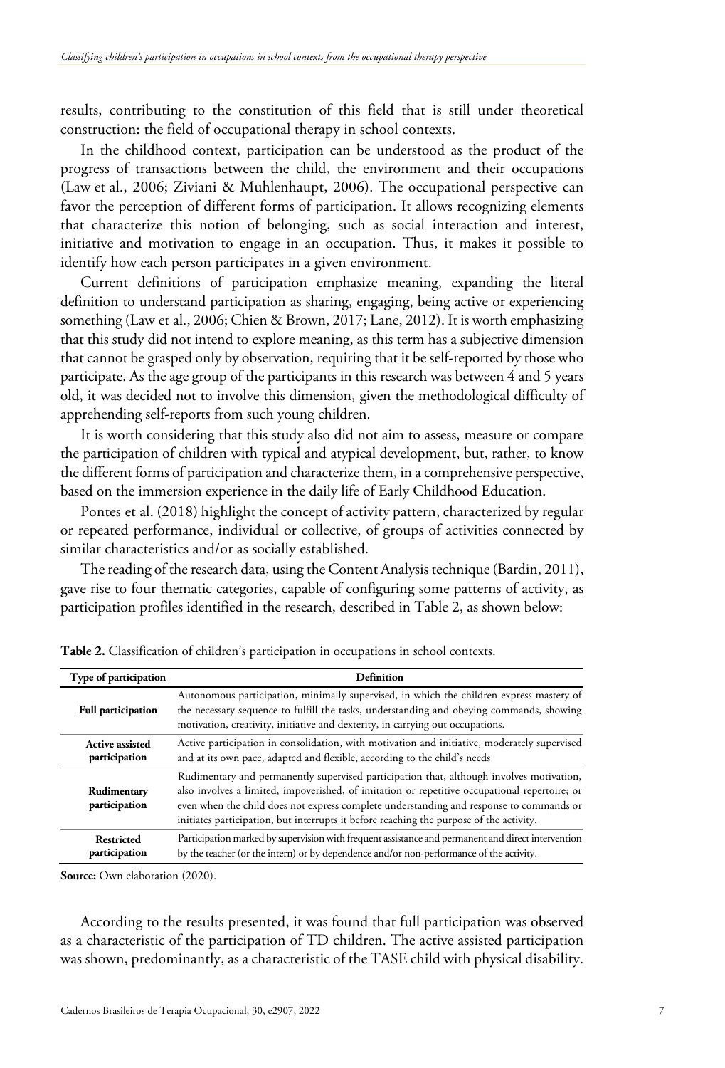results, contributing to the constitution of this field that is still under theoretical construction: the field of occupational therapy in school contexts.

In the childhood context, participation can be understood as the product of the progress of transactions between the child, the environment and their occupations (Law et al., 2006; Ziviani & Muhlenhaupt, 2006). The occupational perspective can favor the perception of different forms of participation. It allows recognizing elements that characterize this notion of belonging, such as social interaction and interest, initiative and motivation to engage in an occupation. Thus, it makes it possible to identify how each person participates in a given environment.

Current definitions of participation emphasize meaning, expanding the literal definition to understand participation as sharing, engaging, being active or experiencing something (Law et al., 2006; Chien & Brown, 2017; Lane, 2012). It is worth emphasizing that this study did not intend to explore meaning, as this term has a subjective dimension that cannot be grasped only by observation, requiring that it be self-reported by those who participate. As the age group of the participants in this research was between 4 and 5 years old, it was decided not to involve this dimension, given the methodological difficulty of apprehending self-reports from such young children.

It is worth considering that this study also did not aim to assess, measure or compare the participation of children with typical and atypical development, but, rather, to know the different forms of participation and characterize them, in a comprehensive perspective, based on the immersion experience in the daily life of Early Childhood Education.

Pontes et al. (2018) highlight the concept of activity pattern, characterized by regular or repeated performance, individual or collective, of groups of activities connected by similar characteristics and/or as socially established.

The reading of the research data, using the Content Analysis technique (Bardin, 2011), gave rise to four thematic categories, capable of configuring some patterns of activity, as participation profiles identified in the research, described in Table 2, as shown below:

**Table 2.** Classification of children's participation in occupations in school contexts.

| Type of participation | Definition |
|---|---|
| **Full participation** | Autonomous participation, minimally supervised, in which the children express mastery of the necessary sequence to fulfill the tasks, understanding and obeying commands, showing motivation, creativity, initiative and dexterity, in carrying out occupations. |
| **Active assisted participation** | Active participation in consolidation, with motivation and initiative, moderately supervised and at its own pace, adapted and flexible, according to the child's needs |
| **Rudimentary participation** | Rudimentary and permanently supervised participation that, although involves motivation, also involves a limited, impoverished, of imitation or repetitive occupational repertoire; or even when the child does not express complete understanding and response to commands or initiates participation, but interrupts it before reaching the purpose of the activity. |
| **Restricted participation** | Participation marked by supervision with frequent assistance and permanent and direct intervention by the teacher (or the intern) or by dependence and/or non-performance of the activity. |

**Source:** Own elaboration (2020).

According to the results presented, it was found that full participation was observed as a characteristic of the participation of TD children. The active assisted participation was shown, predominantly, as a characteristic of the TASE child with physical disability.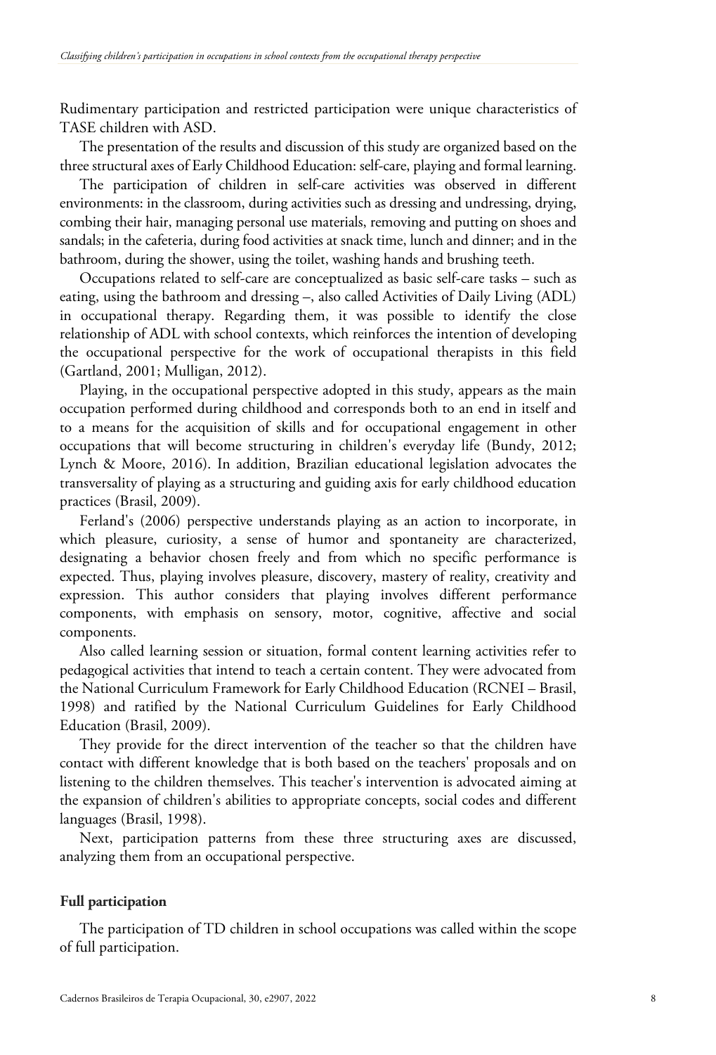Rudimentary participation and restricted participation were unique characteristics of TASE children with ASD.

The presentation of the results and discussion of this study are organized based on the three structural axes of Early Childhood Education: self-care, playing and formal learning.

The participation of children in self-care activities was observed in different environments: in the classroom, during activities such as dressing and undressing, drying, combing their hair, managing personal use materials, removing and putting on shoes and sandals; in the cafeteria, during food activities at snack time, lunch and dinner; and in the bathroom, during the shower, using the toilet, washing hands and brushing teeth.

Occupations related to self-care are conceptualized as basic self-care tasks – such as eating, using the bathroom and dressing –, also called Activities of Daily Living (ADL) in occupational therapy. Regarding them, it was possible to identify the close relationship of ADL with school contexts, which reinforces the intention of developing the occupational perspective for the work of occupational therapists in this field (Gartland, 2001; Mulligan, 2012).

Playing, in the occupational perspective adopted in this study, appears as the main occupation performed during childhood and corresponds both to an end in itself and to a means for the acquisition of skills and for occupational engagement in other occupations that will become structuring in children's everyday life (Bundy, 2012; Lynch & Moore, 2016). In addition, Brazilian educational legislation advocates the transversality of playing as a structuring and guiding axis for early childhood education practices (Brasil, 2009).

Ferland's (2006) perspective understands playing as an action to incorporate, in which pleasure, curiosity, a sense of humor and spontaneity are characterized, designating a behavior chosen freely and from which no specific performance is expected. Thus, playing involves pleasure, discovery, mastery of reality, creativity and expression. This author considers that playing involves different performance components, with emphasis on sensory, motor, cognitive, affective and social components.

Also called learning session or situation, formal content learning activities refer to pedagogical activities that intend to teach a certain content. They were advocated from the National Curriculum Framework for Early Childhood Education (RCNEI – Brasil, 1998) and ratified by the National Curriculum Guidelines for Early Childhood Education (Brasil, 2009).

They provide for the direct intervention of the teacher so that the children have contact with different knowledge that is both based on the teachers' proposals and on listening to the children themselves. This teacher's intervention is advocated aiming at the expansion of children's abilities to appropriate concepts, social codes and different languages (Brasil, 1998).

Next, participation patterns from these three structuring axes are discussed, analyzing them from an occupational perspective.

### Full participation

The participation of TD children in school occupations was called within the scope of full participation.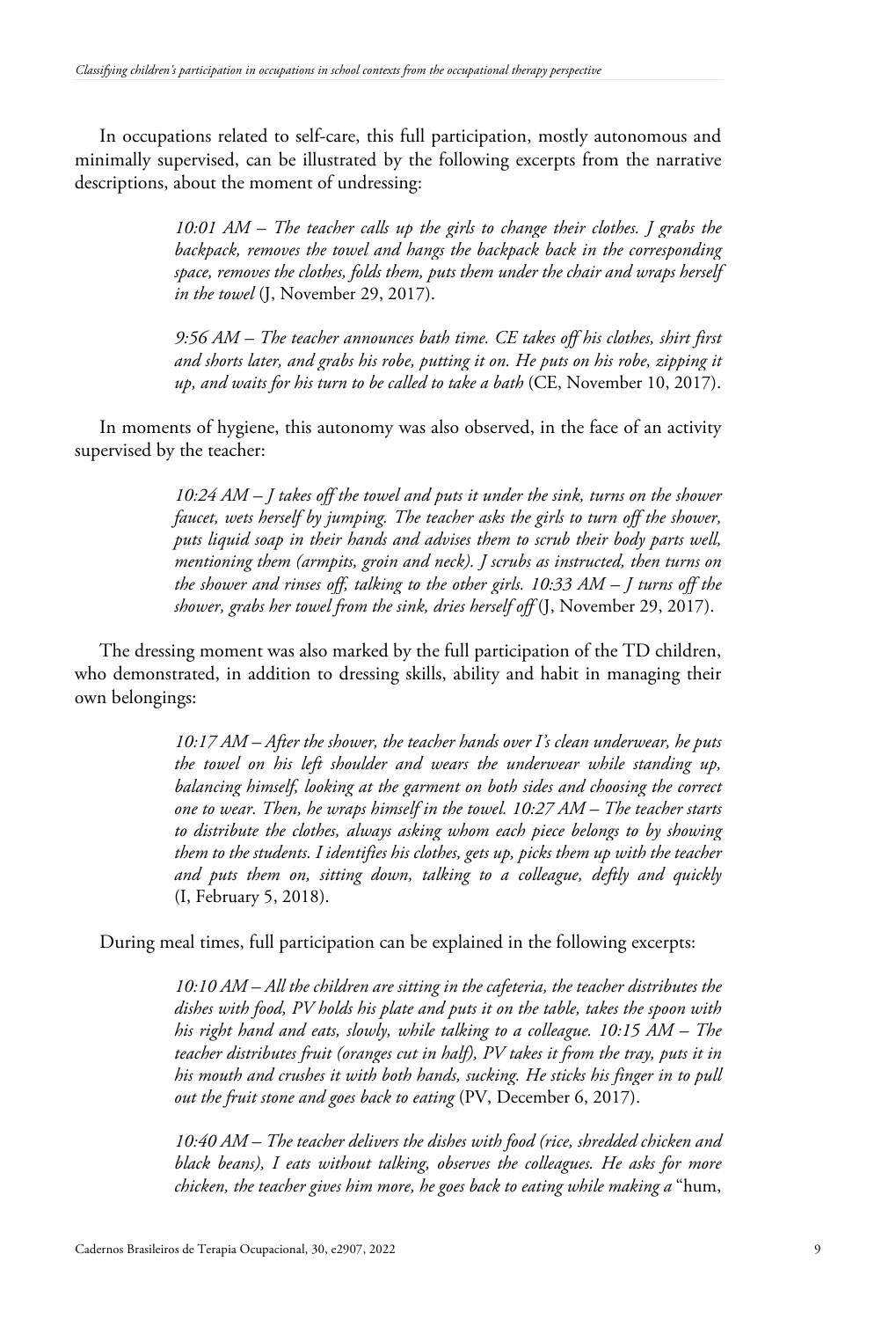In occupations related to self-care, this full participation, mostly autonomous and minimally supervised, can be illustrated by the following excerpts from the narrative descriptions, about the moment of undressing:

> *10:01 AM – The teacher calls up the girls to change their clothes. J grabs the backpack, removes the towel and hangs the backpack back in the corresponding space, removes the clothes, folds them, puts them under the chair and wraps herself in the towel* (J, November 29, 2017).

> *9:56 AM – The teacher announces bath time. CE takes off his clothes, shirt first and shorts later, and grabs his robe, putting it on. He puts on his robe, zipping it up, and waits for his turn to be called to take a bath* (CE, November 10, 2017).

In moments of hygiene, this autonomy was also observed, in the face of an activity supervised by the teacher:

> *10:24 AM – J takes off the towel and puts it under the sink, turns on the shower faucet, wets herself by jumping. The teacher asks the girls to turn off the shower, puts liquid soap in their hands and advises them to scrub their body parts well, mentioning them (armpits, groin and neck). J scrubs as instructed, then turns on the shower and rinses off, talking to the other girls. 10:33 AM – J turns off the shower, grabs her towel from the sink, dries herself off* (J, November 29, 2017).

The dressing moment was also marked by the full participation of the TD children, who demonstrated, in addition to dressing skills, ability and habit in managing their own belongings:

> *10:17 AM – After the shower, the teacher hands over I's clean underwear, he puts the towel on his left shoulder and wears the underwear while standing up, balancing himself, looking at the garment on both sides and choosing the correct one to wear. Then, he wraps himself in the towel. 10:27 AM – The teacher starts to distribute the clothes, always asking whom each piece belongs to by showing them to the students. I identifies his clothes, gets up, picks them up with the teacher and puts them on, sitting down, talking to a colleague, deftly and quickly* (I, February 5, 2018).

During meal times, full participation can be explained in the following excerpts:

> *10:10 AM – All the children are sitting in the cafeteria, the teacher distributes the dishes with food, PV holds his plate and puts it on the table, takes the spoon with his right hand and eats, slowly, while talking to a colleague. 10:15 AM – The teacher distributes fruit (oranges cut in half), PV takes it from the tray, puts it in his mouth and crushes it with both hands, sucking. He sticks his finger in to pull out the fruit stone and goes back to eating* (PV, December 6, 2017).

> *10:40 AM – The teacher delivers the dishes with food (rice, shredded chicken and black beans), I eats without talking, observes the colleagues. He asks for more chicken, the teacher gives him more, he goes back to eating while making a* "hum,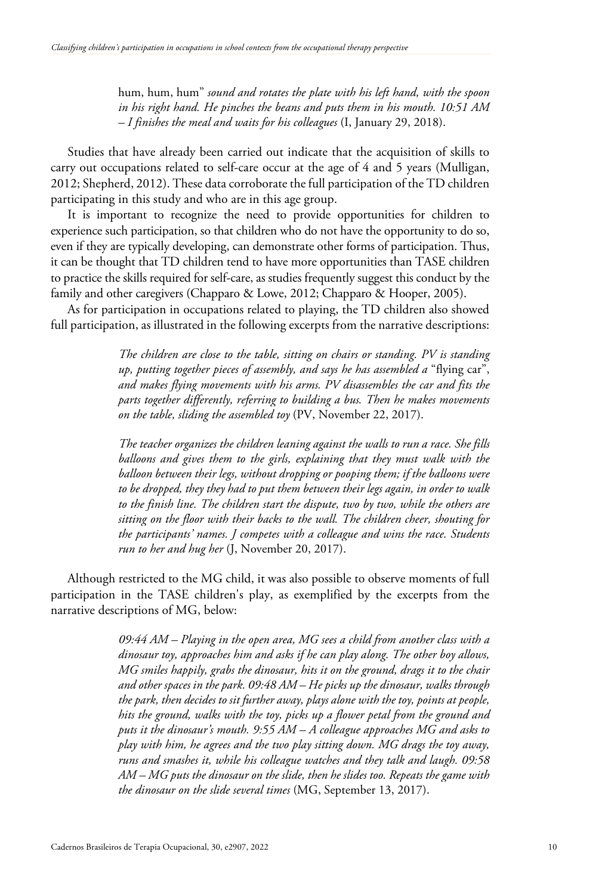> hum, hum, hum" *sound and rotates the plate with his left hand, with the spoon in his right hand. He pinches the beans and puts them in his mouth. 10:51 AM – I finishes the meal and waits for his colleagues* (I, January 29, 2018).

Studies that have already been carried out indicate that the acquisition of skills to carry out occupations related to self-care occur at the age of 4 and 5 years (Mulligan, 2012; Shepherd, 2012). These data corroborate the full participation of the TD children participating in this study and who are in this age group.

It is important to recognize the need to provide opportunities for children to experience such participation, so that children who do not have the opportunity to do so, even if they are typically developing, can demonstrate other forms of participation. Thus, it can be thought that TD children tend to have more opportunities than TASE children to practice the skills required for self-care, as studies frequently suggest this conduct by the family and other caregivers (Chapparo & Lowe, 2012; Chapparo & Hooper, 2005).

As for participation in occupations related to playing, the TD children also showed full participation, as illustrated in the following excerpts from the narrative descriptions:

> *The children are close to the table, sitting on chairs or standing. PV is standing up, putting together pieces of assembly, and says he has assembled a* "flying car", *and makes flying movements with his arms. PV disassembles the car and fits the parts together differently, referring to building a bus. Then he makes movements on the table, sliding the assembled toy* (PV, November 22, 2017).

> *The teacher organizes the children leaning against the walls to run a race. She fills balloons and gives them to the girls, explaining that they must walk with the balloon between their legs, without dropping or pooping them; if the balloons were to be dropped, they they had to put them between their legs again, in order to walk to the finish line. The children start the dispute, two by two, while the others are sitting on the floor with their backs to the wall. The children cheer, shouting for the participants' names. J competes with a colleague and wins the race. Students run to her and hug her* (J, November 20, 2017).

Although restricted to the MG child, it was also possible to observe moments of full participation in the TASE children's play, as exemplified by the excerpts from the narrative descriptions of MG, below:

> *09:44 AM – Playing in the open area, MG sees a child from another class with a dinosaur toy, approaches him and asks if he can play along. The other boy allows, MG smiles happily, grabs the dinosaur, hits it on the ground, drags it to the chair and other spaces in the park. 09:48 AM – He picks up the dinosaur, walks through the park, then decides to sit further away, plays alone with the toy, points at people, hits the ground, walks with the toy, picks up a flower petal from the ground and puts it the dinosaur's mouth. 9:55 AM – A colleague approaches MG and asks to play with him, he agrees and the two play sitting down. MG drags the toy away, runs and smashes it, while his colleague watches and they talk and laugh. 09:58 AM – MG puts the dinosaur on the slide, then he slides too. Repeats the game with the dinosaur on the slide several times* (MG, September 13, 2017).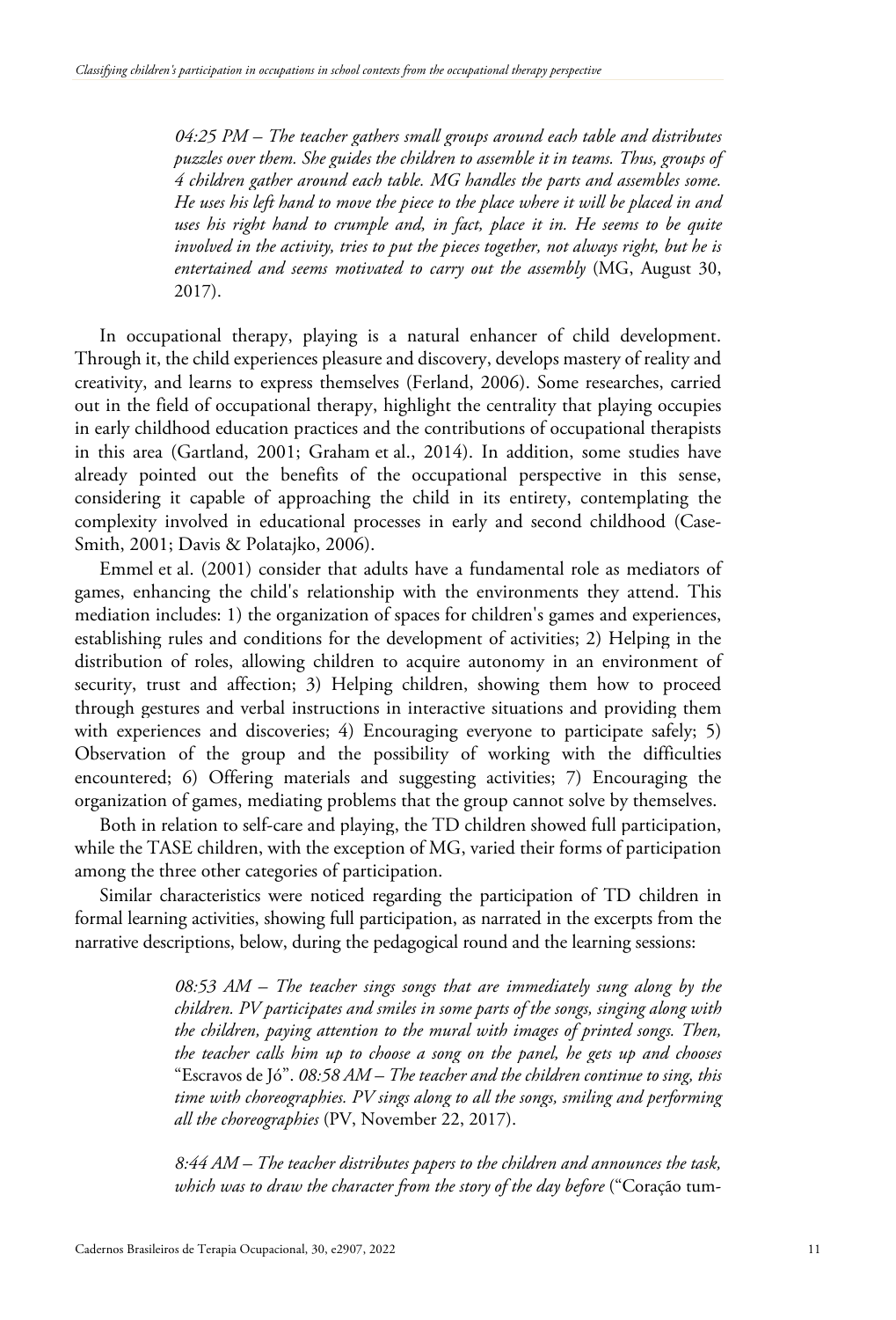> *04:25 PM – The teacher gathers small groups around each table and distributes puzzles over them. She guides the children to assemble it in teams. Thus, groups of 4 children gather around each table. MG handles the parts and assembles some. He uses his left hand to move the piece to the place where it will be placed in and uses his right hand to crumple and, in fact, place it in. He seems to be quite involved in the activity, tries to put the pieces together, not always right, but he is entertained and seems motivated to carry out the assembly* (MG, August 30, 2017).

In occupational therapy, playing is a natural enhancer of child development. Through it, the child experiences pleasure and discovery, develops mastery of reality and creativity, and learns to express themselves (Ferland, 2006). Some researches, carried out in the field of occupational therapy, highlight the centrality that playing occupies in early childhood education practices and the contributions of occupational therapists in this area (Gartland, 2001; Graham et al., 2014). In addition, some studies have already pointed out the benefits of the occupational perspective in this sense, considering it capable of approaching the child in its entirety, contemplating the complexity involved in educational processes in early and second childhood (Case-Smith, 2001; Davis & Polatajko, 2006).

Emmel et al. (2001) consider that adults have a fundamental role as mediators of games, enhancing the child's relationship with the environments they attend. This mediation includes: 1) the organization of spaces for children's games and experiences, establishing rules and conditions for the development of activities; 2) Helping in the distribution of roles, allowing children to acquire autonomy in an environment of security, trust and affection; 3) Helping children, showing them how to proceed through gestures and verbal instructions in interactive situations and providing them with experiences and discoveries; 4) Encouraging everyone to participate safely; 5) Observation of the group and the possibility of working with the difficulties encountered; 6) Offering materials and suggesting activities; 7) Encouraging the organization of games, mediating problems that the group cannot solve by themselves.

Both in relation to self-care and playing, the TD children showed full participation, while the TASE children, with the exception of MG, varied their forms of participation among the three other categories of participation.

Similar characteristics were noticed regarding the participation of TD children in formal learning activities, showing full participation, as narrated in the excerpts from the narrative descriptions, below, during the pedagogical round and the learning sessions:

> *08:53 AM – The teacher sings songs that are immediately sung along by the children. PV participates and smiles in some parts of the songs, singing along with the children, paying attention to the mural with images of printed songs. Then, the teacher calls him up to choose a song on the panel, he gets up and chooses* "Escravos de Jó". *08:58 AM – The teacher and the children continue to sing, this time with choreographies. PV sings along to all the songs, smiling and performing all the choreographies* (PV, November 22, 2017).

> *8:44 AM – The teacher distributes papers to the children and announces the task, which was to draw the character from the story of the day before* ("Coração tum-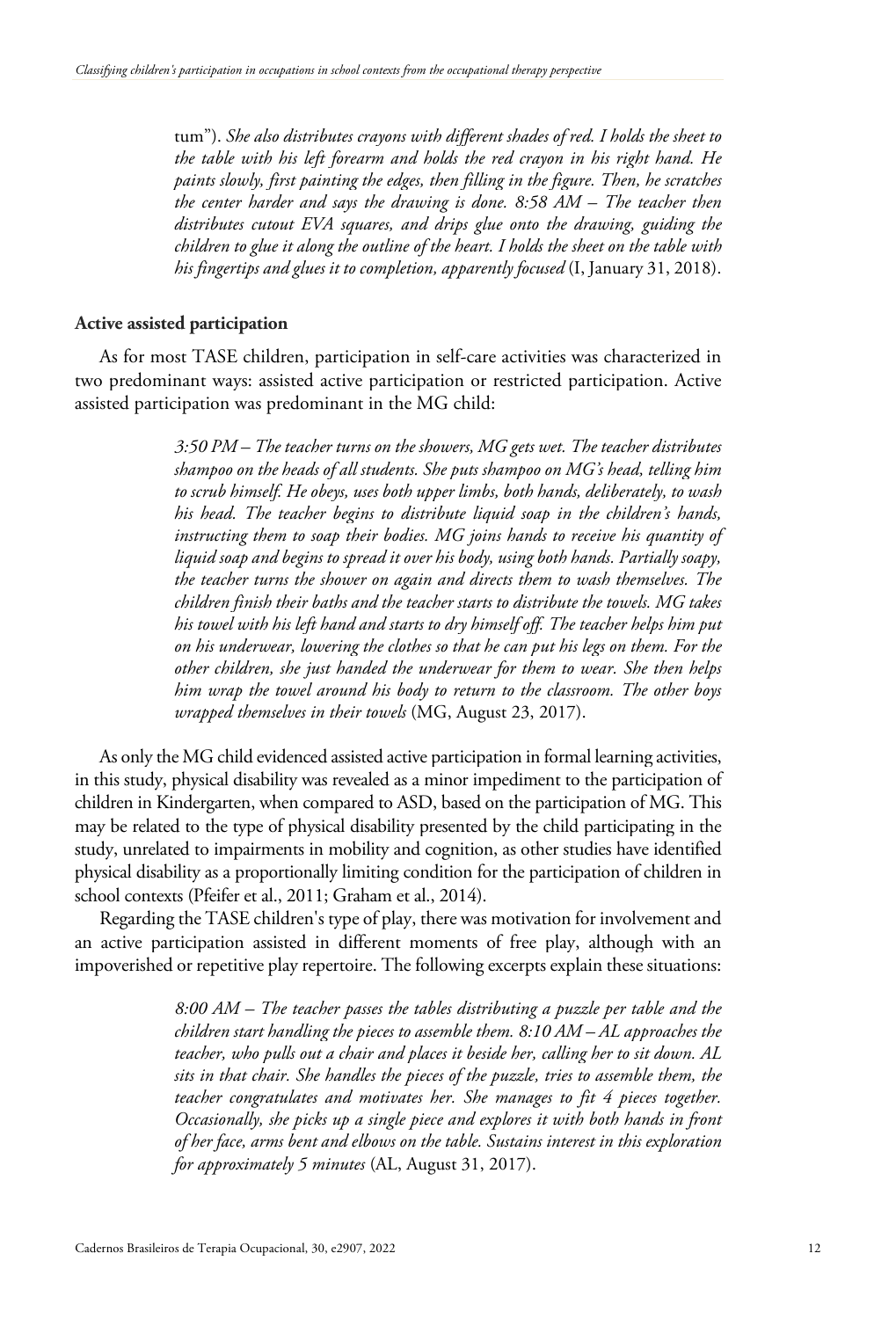tum"). *She also distributes crayons with different shades of red. I holds the sheet to the table with his left forearm and holds the red crayon in his right hand. He paints slowly, first painting the edges, then filling in the figure. Then, he scratches the center harder and says the drawing is done. 8:58 AM – The teacher then distributes cutout EVA squares, and drips glue onto the drawing, guiding the children to glue it along the outline of the heart. I holds the sheet on the table with his fingertips and glues it to completion, apparently focused* (I, January 31, 2018).

**Active assisted participation**

As for most TASE children, participation in self-care activities was characterized in two predominant ways: assisted active participation or restricted participation. Active assisted participation was predominant in the MG child:

> *3:50 PM – The teacher turns on the showers, MG gets wet. The teacher distributes shampoo on the heads of all students. She puts shampoo on MG's head, telling him to scrub himself. He obeys, uses both upper limbs, both hands, deliberately, to wash his head. The teacher begins to distribute liquid soap in the children's hands, instructing them to soap their bodies. MG joins hands to receive his quantity of liquid soap and begins to spread it over his body, using both hands. Partially soapy, the teacher turns the shower on again and directs them to wash themselves. The children finish their baths and the teacher starts to distribute the towels. MG takes his towel with his left hand and starts to dry himself off. The teacher helps him put on his underwear, lowering the clothes so that he can put his legs on them. For the other children, she just handed the underwear for them to wear. She then helps him wrap the towel around his body to return to the classroom. The other boys wrapped themselves in their towels* (MG, August 23, 2017).

As only the MG child evidenced assisted active participation in formal learning activities, in this study, physical disability was revealed as a minor impediment to the participation of children in Kindergarten, when compared to ASD, based on the participation of MG. This may be related to the type of physical disability presented by the child participating in the study, unrelated to impairments in mobility and cognition, as other studies have identified physical disability as a proportionally limiting condition for the participation of children in school contexts (Pfeifer et al., 2011; Graham et al., 2014).

Regarding the TASE children's type of play, there was motivation for involvement and an active participation assisted in different moments of free play, although with an impoverished or repetitive play repertoire. The following excerpts explain these situations:

> *8:00 AM – The teacher passes the tables distributing a puzzle per table and the children start handling the pieces to assemble them. 8:10 AM – AL approaches the teacher, who pulls out a chair and places it beside her, calling her to sit down. AL sits in that chair. She handles the pieces of the puzzle, tries to assemble them, the teacher congratulates and motivates her. She manages to fit 4 pieces together. Occasionally, she picks up a single piece and explores it with both hands in front of her face, arms bent and elbows on the table. Sustains interest in this exploration for approximately 5 minutes* (AL, August 31, 2017).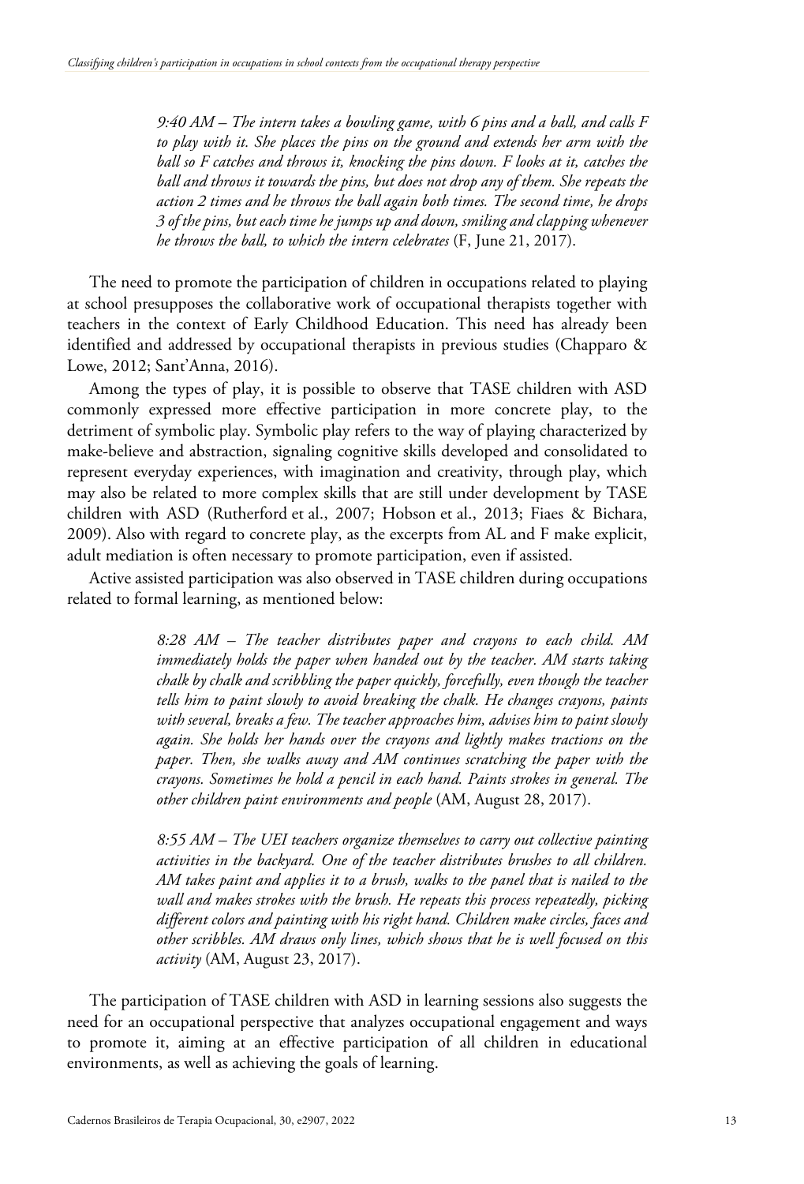> *9:40 AM – The intern takes a bowling game, with 6 pins and a ball, and calls F to play with it. She places the pins on the ground and extends her arm with the ball so F catches and throws it, knocking the pins down. F looks at it, catches the ball and throws it towards the pins, but does not drop any of them. She repeats the action 2 times and he throws the ball again both times. The second time, he drops 3 of the pins, but each time he jumps up and down, smiling and clapping whenever he throws the ball, to which the intern celebrates* (F, June 21, 2017).

The need to promote the participation of children in occupations related to playing at school presupposes the collaborative work of occupational therapists together with teachers in the context of Early Childhood Education. This need has already been identified and addressed by occupational therapists in previous studies (Chapparo & Lowe, 2012; Sant'Anna, 2016).

Among the types of play, it is possible to observe that TASE children with ASD commonly expressed more effective participation in more concrete play, to the detriment of symbolic play. Symbolic play refers to the way of playing characterized by make-believe and abstraction, signaling cognitive skills developed and consolidated to represent everyday experiences, with imagination and creativity, through play, which may also be related to more complex skills that are still under development by TASE children with ASD (Rutherford et al., 2007; Hobson et al., 2013; Fiaes & Bichara, 2009). Also with regard to concrete play, as the excerpts from AL and F make explicit, adult mediation is often necessary to promote participation, even if assisted.

Active assisted participation was also observed in TASE children during occupations related to formal learning, as mentioned below:

> *8:28 AM – The teacher distributes paper and crayons to each child. AM immediately holds the paper when handed out by the teacher. AM starts taking chalk by chalk and scribbling the paper quickly, forcefully, even though the teacher tells him to paint slowly to avoid breaking the chalk. He changes crayons, paints with several, breaks a few. The teacher approaches him, advises him to paint slowly again. She holds her hands over the crayons and lightly makes tractions on the paper. Then, she walks away and AM continues scratching the paper with the crayons. Sometimes he hold a pencil in each hand. Paints strokes in general. The other children paint environments and people* (AM, August 28, 2017).

> *8:55 AM – The UEI teachers organize themselves to carry out collective painting activities in the backyard. One of the teacher distributes brushes to all children. AM takes paint and applies it to a brush, walks to the panel that is nailed to the wall and makes strokes with the brush. He repeats this process repeatedly, picking different colors and painting with his right hand. Children make circles, faces and other scribbles. AM draws only lines, which shows that he is well focused on this activity* (AM, August 23, 2017).

The participation of TASE children with ASD in learning sessions also suggests the need for an occupational perspective that analyzes occupational engagement and ways to promote it, aiming at an effective participation of all children in educational environments, as well as achieving the goals of learning.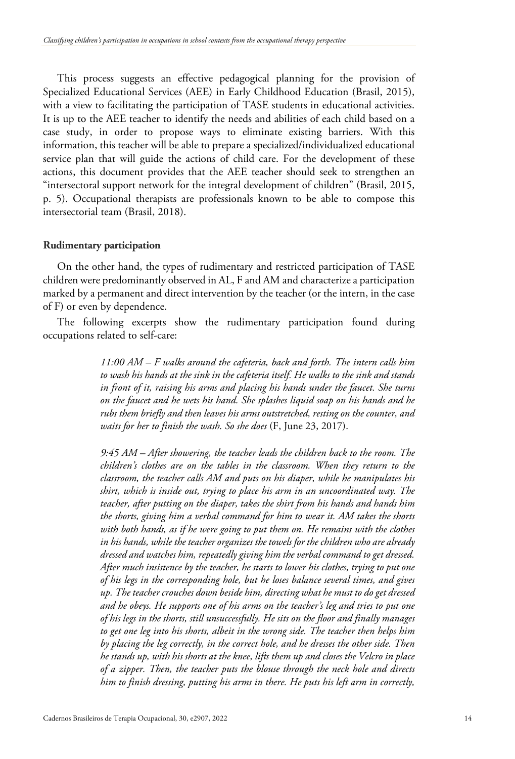This process suggests an effective pedagogical planning for the provision of Specialized Educational Services (AEE) in Early Childhood Education (Brasil, 2015), with a view to facilitating the participation of TASE students in educational activities. It is up to the AEE teacher to identify the needs and abilities of each child based on a case study, in order to propose ways to eliminate existing barriers. With this information, this teacher will be able to prepare a specialized/individualized educational service plan that will guide the actions of child care. For the development of these actions, this document provides that the AEE teacher should seek to strengthen an "intersectoral support network for the integral development of children" (Brasil, 2015, p. 5). Occupational therapists are professionals known to be able to compose this intersectorial team (Brasil, 2018).

### Rudimentary participation

On the other hand, the types of rudimentary and restricted participation of TASE children were predominantly observed in AL, F and AM and characterize a participation marked by a permanent and direct intervention by the teacher (or the intern, in the case of F) or even by dependence.

The following excerpts show the rudimentary participation found during occupations related to self-care:

> *11:00 AM – F walks around the cafeteria, back and forth. The intern calls him to wash his hands at the sink in the cafeteria itself. He walks to the sink and stands in front of it, raising his arms and placing his hands under the faucet. She turns on the faucet and he wets his hand. She splashes liquid soap on his hands and he rubs them briefly and then leaves his arms outstretched, resting on the counter, and waits for her to finish the wash. So she does* (F, June 23, 2017).

> *9:45 AM – After showering, the teacher leads the children back to the room. The children's clothes are on the tables in the classroom. When they return to the classroom, the teacher calls AM and puts on his diaper, while he manipulates his shirt, which is inside out, trying to place his arm in an uncoordinated way. The teacher, after putting on the diaper, takes the shirt from his hands and hands him the shorts, giving him a verbal command for him to wear it. AM takes the shorts with both hands, as if he were going to put them on. He remains with the clothes in his hands, while the teacher organizes the towels for the children who are already dressed and watches him, repeatedly giving him the verbal command to get dressed. After much insistence by the teacher, he starts to lower his clothes, trying to put one of his legs in the corresponding hole, but he loses balance several times, and gives up. The teacher crouches down beside him, directing what he must to do get dressed and he obeys. He supports one of his arms on the teacher's leg and tries to put one of his legs in the shorts, still unsuccessfully. He sits on the floor and finally manages to get one leg into his shorts, albeit in the wrong side. The teacher then helps him by placing the leg correctly, in the correct hole, and he dresses the other side. Then he stands up, with his shorts at the knee, lifts them up and closes the Velcro in place of a zipper. Then, the teacher puts the blouse through the neck hole and directs him to finish dressing, putting his arms in there. He puts his left arm in correctly,*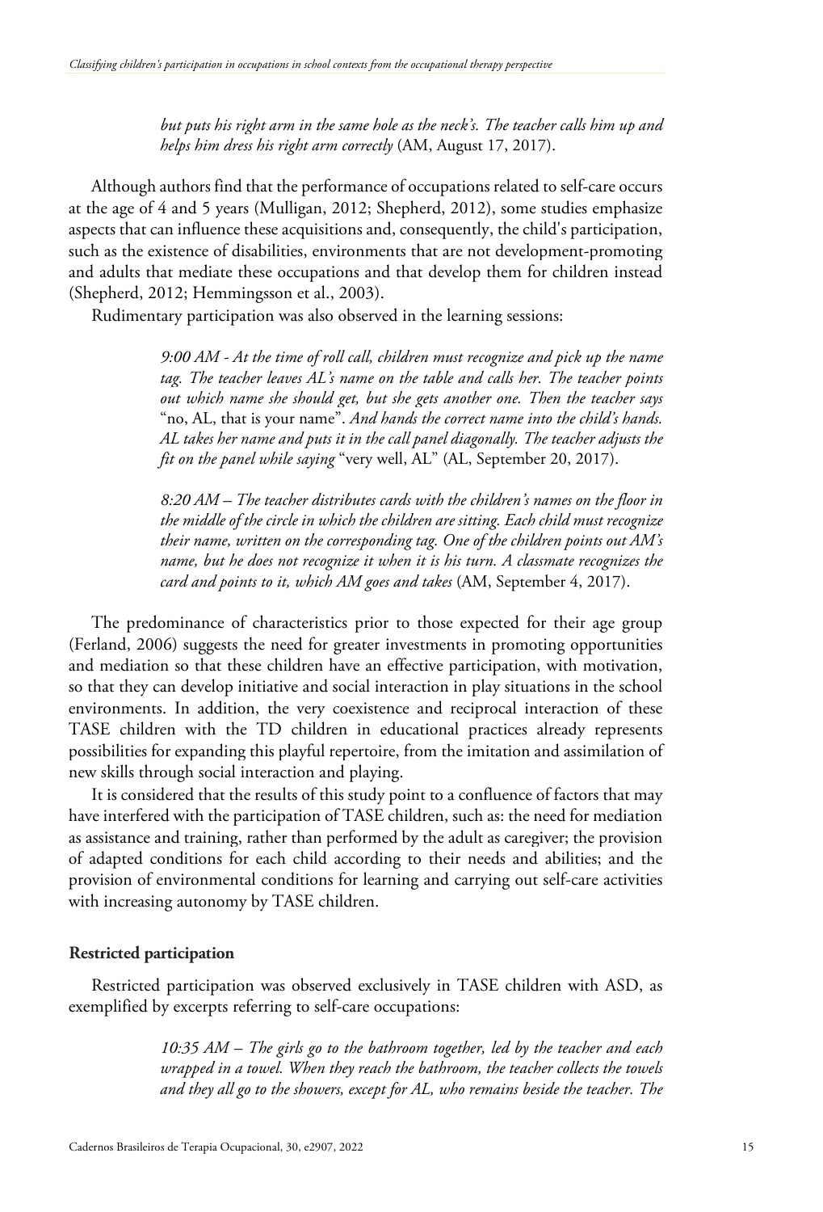> *but puts his right arm in the same hole as the neck's. The teacher calls him up and helps him dress his right arm correctly* (AM, August 17, 2017).

Although authors find that the performance of occupations related to self-care occurs at the age of 4 and 5 years (Mulligan, 2012; Shepherd, 2012), some studies emphasize aspects that can influence these acquisitions and, consequently, the child's participation, such as the existence of disabilities, environments that are not development-promoting and adults that mediate these occupations and that develop them for children instead (Shepherd, 2012; Hemmingsson et al., 2003).

Rudimentary participation was also observed in the learning sessions:

> *9:00 AM - At the time of roll call, children must recognize and pick up the name tag. The teacher leaves AL's name on the table and calls her. The teacher points out which name she should get, but she gets another one. Then the teacher says* "no, AL, that is your name". *And hands the correct name into the child's hands. AL takes her name and puts it in the call panel diagonally. The teacher adjusts the fit on the panel while saying* "very well, AL" (AL, September 20, 2017).

> *8:20 AM – The teacher distributes cards with the children's names on the floor in the middle of the circle in which the children are sitting. Each child must recognize their name, written on the corresponding tag. One of the children points out AM's name, but he does not recognize it when it is his turn. A classmate recognizes the card and points to it, which AM goes and takes* (AM, September 4, 2017).

The predominance of characteristics prior to those expected for their age group (Ferland, 2006) suggests the need for greater investments in promoting opportunities and mediation so that these children have an effective participation, with motivation, so that they can develop initiative and social interaction in play situations in the school environments. In addition, the very coexistence and reciprocal interaction of these TASE children with the TD children in educational practices already represents possibilities for expanding this playful repertoire, from the imitation and assimilation of new skills through social interaction and playing.

It is considered that the results of this study point to a confluence of factors that may have interfered with the participation of TASE children, such as: the need for mediation as assistance and training, rather than performed by the adult as caregiver; the provision of adapted conditions for each child according to their needs and abilities; and the provision of environmental conditions for learning and carrying out self-care activities with increasing autonomy by TASE children.

**Restricted participation**

Restricted participation was observed exclusively in TASE children with ASD, as exemplified by excerpts referring to self-care occupations:

> *10:35 AM – The girls go to the bathroom together, led by the teacher and each wrapped in a towel. When they reach the bathroom, the teacher collects the towels and they all go to the showers, except for AL, who remains beside the teacher. The*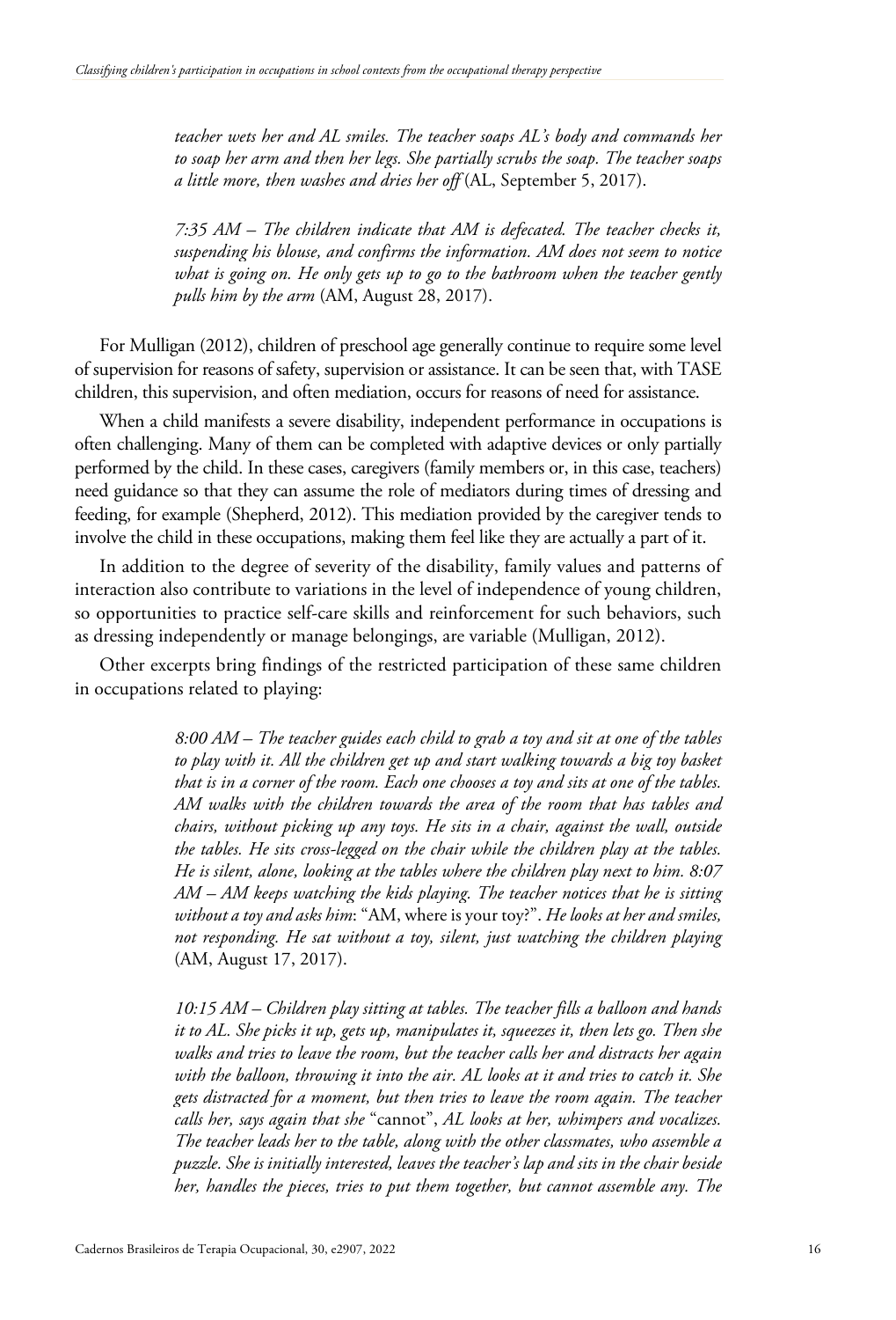> *teacher wets her and AL smiles. The teacher soaps AL's body and commands her to soap her arm and then her legs. She partially scrubs the soap. The teacher soaps a little more, then washes and dries her off* (AL, September 5, 2017).

> *7:35 AM – The children indicate that AM is defecated. The teacher checks it, suspending his blouse, and confirms the information. AM does not seem to notice what is going on. He only gets up to go to the bathroom when the teacher gently pulls him by the arm* (AM, August 28, 2017).

For Mulligan (2012), children of preschool age generally continue to require some level of supervision for reasons of safety, supervision or assistance. It can be seen that, with TASE children, this supervision, and often mediation, occurs for reasons of need for assistance.

When a child manifests a severe disability, independent performance in occupations is often challenging. Many of them can be completed with adaptive devices or only partially performed by the child. In these cases, caregivers (family members or, in this case, teachers) need guidance so that they can assume the role of mediators during times of dressing and feeding, for example (Shepherd, 2012). This mediation provided by the caregiver tends to involve the child in these occupations, making them feel like they are actually a part of it.

In addition to the degree of severity of the disability, family values and patterns of interaction also contribute to variations in the level of independence of young children, so opportunities to practice self-care skills and reinforcement for such behaviors, such as dressing independently or manage belongings, are variable (Mulligan, 2012).

Other excerpts bring findings of the restricted participation of these same children in occupations related to playing:

> *8:00 AM – The teacher guides each child to grab a toy and sit at one of the tables to play with it. All the children get up and start walking towards a big toy basket that is in a corner of the room. Each one chooses a toy and sits at one of the tables. AM walks with the children towards the area of the room that has tables and chairs, without picking up any toys. He sits in a chair, against the wall, outside the tables. He sits cross-legged on the chair while the children play at the tables. He is silent, alone, looking at the tables where the children play next to him. 8:07 AM – AM keeps watching the kids playing. The teacher notices that he is sitting without a toy and asks him*: "AM, where is your toy?". *He looks at her and smiles, not responding. He sat without a toy, silent, just watching the children playing* (AM, August 17, 2017).

> *10:15 AM – Children play sitting at tables. The teacher fills a balloon and hands it to AL. She picks it up, gets up, manipulates it, squeezes it, then lets go. Then she walks and tries to leave the room, but the teacher calls her and distracts her again with the balloon, throwing it into the air. AL looks at it and tries to catch it. She gets distracted for a moment, but then tries to leave the room again. The teacher calls her, says again that she* "cannot", *AL looks at her, whimpers and vocalizes. The teacher leads her to the table, along with the other classmates, who assemble a puzzle. She is initially interested, leaves the teacher's lap and sits in the chair beside her, handles the pieces, tries to put them together, but cannot assemble any. The*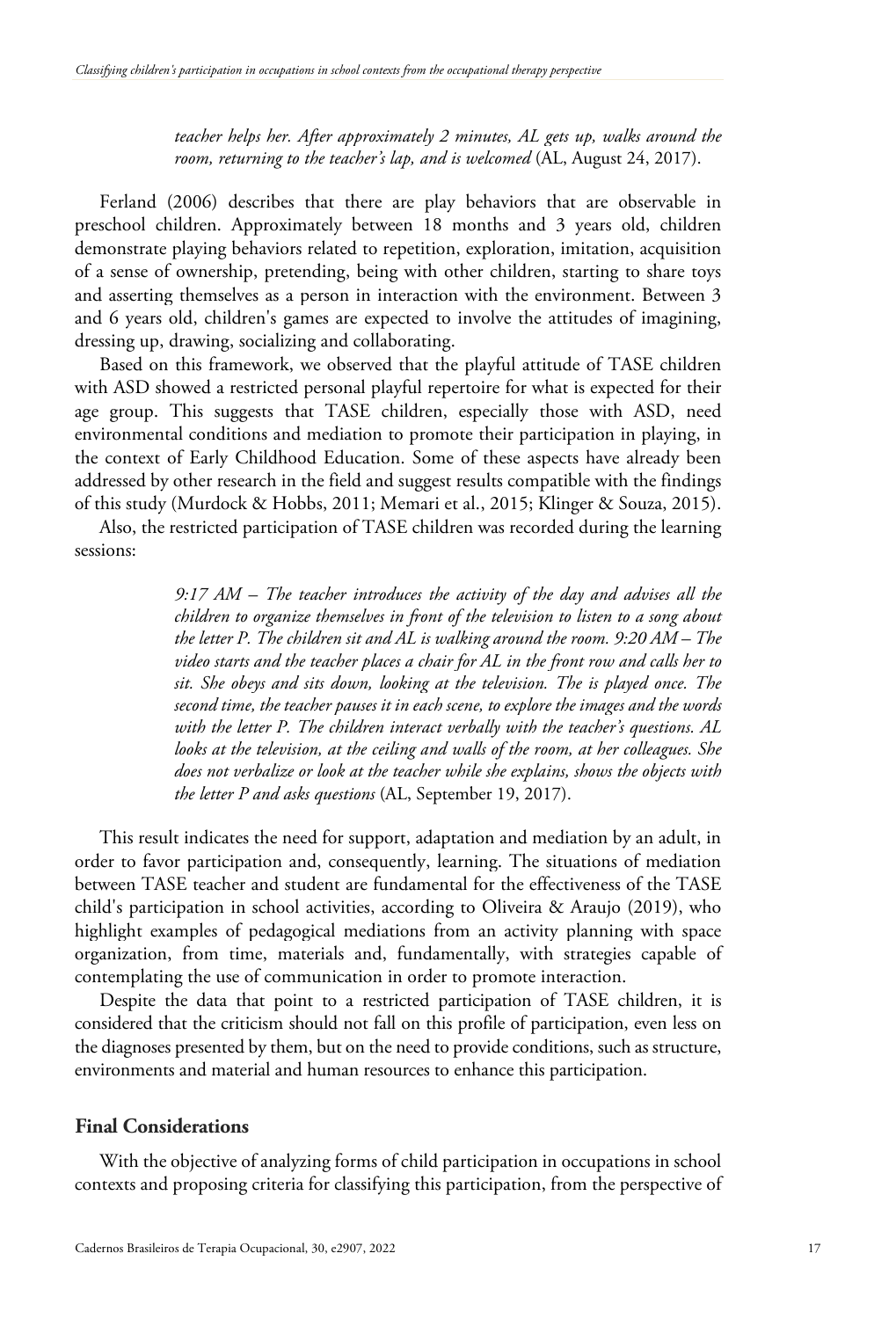> *teacher helps her. After approximately 2 minutes, AL gets up, walks around the room, returning to the teacher's lap, and is welcomed* (AL, August 24, 2017).

Ferland (2006) describes that there are play behaviors that are observable in preschool children. Approximately between 18 months and 3 years old, children demonstrate playing behaviors related to repetition, exploration, imitation, acquisition of a sense of ownership, pretending, being with other children, starting to share toys and asserting themselves as a person in interaction with the environment. Between 3 and 6 years old, children's games are expected to involve the attitudes of imagining, dressing up, drawing, socializing and collaborating.

Based on this framework, we observed that the playful attitude of TASE children with ASD showed a restricted personal playful repertoire for what is expected for their age group. This suggests that TASE children, especially those with ASD, need environmental conditions and mediation to promote their participation in playing, in the context of Early Childhood Education. Some of these aspects have already been addressed by other research in the field and suggest results compatible with the findings of this study (Murdock & Hobbs, 2011; Memari et al., 2015; Klinger & Souza, 2015).

Also, the restricted participation of TASE children was recorded during the learning sessions:

> *9:17 AM – The teacher introduces the activity of the day and advises all the children to organize themselves in front of the television to listen to a song about the letter P. The children sit and AL is walking around the room. 9:20 AM – The video starts and the teacher places a chair for AL in the front row and calls her to sit. She obeys and sits down, looking at the television. The is played once. The second time, the teacher pauses it in each scene, to explore the images and the words with the letter P. The children interact verbally with the teacher's questions. AL looks at the television, at the ceiling and walls of the room, at her colleagues. She does not verbalize or look at the teacher while she explains, shows the objects with the letter P and asks questions* (AL, September 19, 2017).

This result indicates the need for support, adaptation and mediation by an adult, in order to favor participation and, consequently, learning. The situations of mediation between TASE teacher and student are fundamental for the effectiveness of the TASE child's participation in school activities, according to Oliveira & Araujo (2019), who highlight examples of pedagogical mediations from an activity planning with space organization, from time, materials and, fundamentally, with strategies capable of contemplating the use of communication in order to promote interaction.

Despite the data that point to a restricted participation of TASE children, it is considered that the criticism should not fall on this profile of participation, even less on the diagnoses presented by them, but on the need to provide conditions, such as structure, environments and material and human resources to enhance this participation.

## Final Considerations

With the objective of analyzing forms of child participation in occupations in school contexts and proposing criteria for classifying this participation, from the perspective of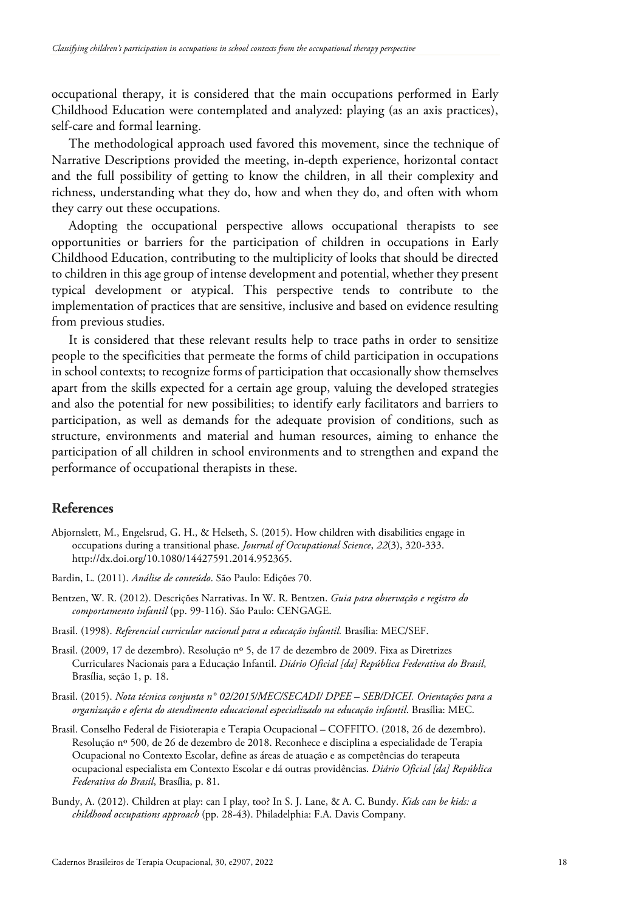occupational therapy, it is considered that the main occupations performed in Early Childhood Education were contemplated and analyzed: playing (as an axis practices), self-care and formal learning.

The methodological approach used favored this movement, since the technique of Narrative Descriptions provided the meeting, in-depth experience, horizontal contact and the full possibility of getting to know the children, in all their complexity and richness, understanding what they do, how and when they do, and often with whom they carry out these occupations.

Adopting the occupational perspective allows occupational therapists to see opportunities or barriers for the participation of children in occupations in Early Childhood Education, contributing to the multiplicity of looks that should be directed to children in this age group of intense development and potential, whether they present typical development or atypical. This perspective tends to contribute to the implementation of practices that are sensitive, inclusive and based on evidence resulting from previous studies.

It is considered that these relevant results help to trace paths in order to sensitize people to the specificities that permeate the forms of child participation in occupations in school contexts; to recognize forms of participation that occasionally show themselves apart from the skills expected for a certain age group, valuing the developed strategies and also the potential for new possibilities; to identify early facilitators and barriers to participation, as well as demands for the adequate provision of conditions, such as structure, environments and material and human resources, aiming to enhance the participation of all children in school environments and to strengthen and expand the performance of occupational therapists in these.

## References

Abjornslett, M., Engelsrud, G. H., & Helseth, S. (2015). How children with disabilities engage in occupations during a transitional phase. *Journal of Occupational Science*, *22*(3), 320-333. http://dx.doi.org/10.1080/14427591.2014.952365.

Bardin, L. (2011). *Análise de conteúdo*. São Paulo: Edições 70.

Bentzen, W. R. (2012). Descrições Narrativas. In W. R. Bentzen. *Guia para observação e registro do comportamento infantil* (pp. 99-116). São Paulo: CENGAGE.

Brasil. (1998). *Referencial curricular nacional para a educação infantil.* Brasília: MEC/SEF.

Brasil. (2009, 17 de dezembro). Resolução nº 5, de 17 de dezembro de 2009. Fixa as Diretrizes Curriculares Nacionais para a Educação Infantil. *Diário Oficial [da] República Federativa do Brasil*, Brasília, seção 1, p. 18.

Brasil. (2015). *Nota técnica conjunta n° 02/2015/MEC/SECADI/ DPEE – SEB/DICEI. Orientações para a organização e oferta do atendimento educacional especializado na educação infantil*. Brasília: MEC.

Brasil. Conselho Federal de Fisioterapia e Terapia Ocupacional – COFFITO. (2018, 26 de dezembro). Resolução nº 500, de 26 de dezembro de 2018. Reconhece e disciplina a especialidade de Terapia Ocupacional no Contexto Escolar, define as áreas de atuação e as competências do terapeuta ocupacional especialista em Contexto Escolar e dá outras providências. *Diário Oficial [da] República Federativa do Brasil*, Brasília, p. 81.

Bundy, A. (2012). Children at play: can I play, too? In S. J. Lane, & A. C. Bundy. *Kids can be kids: a childhood occupations approach* (pp. 28-43). Philadelphia: F.A. Davis Company.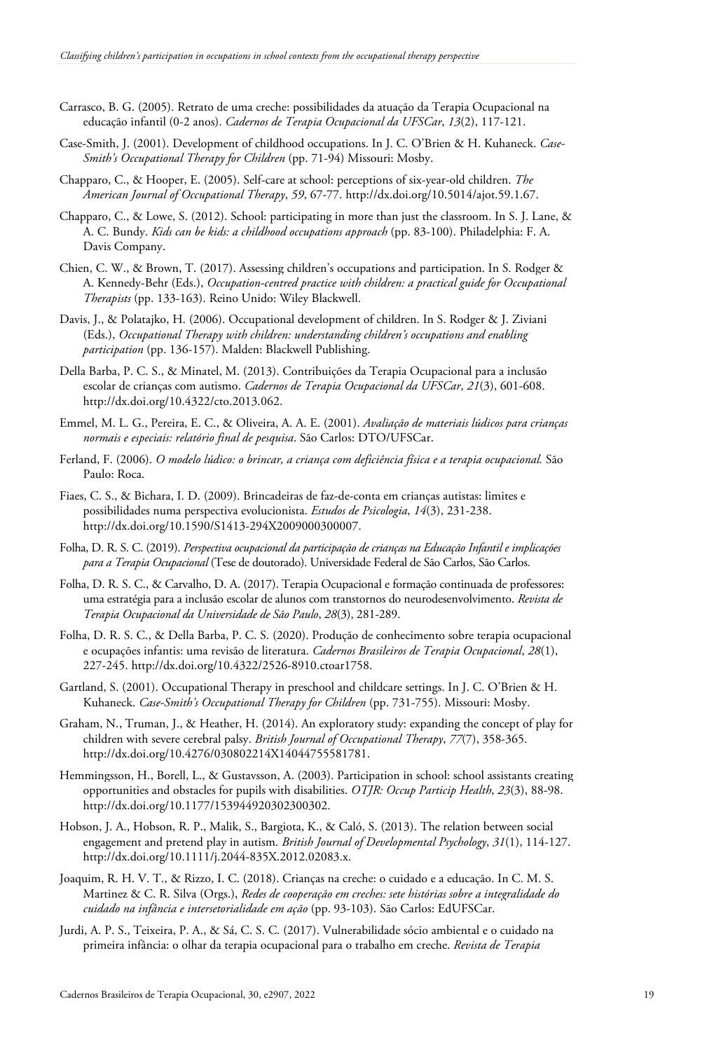Carrasco, B. G. (2005). Retrato de uma creche: possibilidades da atuação da Terapia Ocupacional na educação infantil (0-2 anos). *Cadernos de Terapia Ocupacional da UFSCar*, *13*(2), 117-121.

Case-Smith, J. (2001). Development of childhood occupations. In J. C. O'Brien & H. Kuhaneck. *Case-Smith's Occupational Therapy for Children* (pp. 71-94) Missouri: Mosby.

Chapparo, C., & Hooper, E. (2005). Self-care at school: perceptions of six-year-old children. *The American Journal of Occupational Therapy*, *59*, 67-77. http://dx.doi.org/10.5014/ajot.59.1.67.

Chapparo, C., & Lowe, S. (2012). School: participating in more than just the classroom. In S. J. Lane, & A. C. Bundy. *Kids can be kids: a childhood occupations approach* (pp. 83-100). Philadelphia: F. A. Davis Company.

Chien, C. W., & Brown, T. (2017). Assessing children's occupations and participation. In S. Rodger & A. Kennedy-Behr (Eds.), *Occupation-centred practice with children: a practical guide for Occupational Therapists* (pp. 133-163). Reino Unido: Wiley Blackwell.

Davis, J., & Polatajko, H. (2006). Occupational development of children. In S. Rodger & J. Ziviani (Eds.), *Occupational Therapy with children: understanding children's occupations and enabling participation* (pp. 136-157). Malden: Blackwell Publishing.

Della Barba, P. C. S., & Minatel, M. (2013). Contribuições da Terapia Ocupacional para a inclusão escolar de crianças com autismo. *Cadernos de Terapia Ocupacional da UFSCar*, *21*(3), 601-608. http://dx.doi.org/10.4322/cto.2013.062.

Emmel, M. L. G., Pereira, E. C., & Oliveira, A. A. E. (2001). *Avaliação de materiais lúdicos para crianças normais e especiais: relatório final de pesquisa*. São Carlos: DTO/UFSCar.

Ferland, F. (2006). *O modelo lúdico: o brincar, a criança com deficiência física e a terapia ocupacional.* São Paulo: Roca.

Fiaes, C. S., & Bichara, I. D. (2009). Brincadeiras de faz-de-conta em crianças autistas: limites e possibilidades numa perspectiva evolucionista. *Estudos de Psicologia*, *14*(3), 231-238. http://dx.doi.org/10.1590/S1413-294X2009000300007.

Folha, D. R. S. C. (2019). *Perspectiva ocupacional da participação de crianças na Educação Infantil e implicações para a Terapia Ocupacional* (Tese de doutorado). Universidade Federal de São Carlos, São Carlos.

Folha, D. R. S. C., & Carvalho, D. A. (2017). Terapia Ocupacional e formação continuada de professores: uma estratégia para a inclusão escolar de alunos com transtornos do neurodesenvolvimento. *Revista de Terapia Ocupacional da Universidade de São Paulo*, *28*(3), 281-289.

Folha, D. R. S. C., & Della Barba, P. C. S. (2020). Produção de conhecimento sobre terapia ocupacional e ocupações infantis: uma revisão de literatura. *Cadernos Brasileiros de Terapia Ocupacional*, *28*(1), 227-245. http://dx.doi.org/10.4322/2526-8910.ctoar1758.

Gartland, S. (2001). Occupational Therapy in preschool and childcare settings. In J. C. O'Brien & H. Kuhaneck. *Case-Smith's Occupational Therapy for Children* (pp. 731-755). Missouri: Mosby.

Graham, N., Truman, J., & Heather, H. (2014). An exploratory study: expanding the concept of play for children with severe cerebral palsy. *British Journal of Occupational Therapy*, *77*(7), 358-365. http://dx.doi.org/10.4276/030802214X14044755581781.

Hemmingsson, H., Borell, L., & Gustavsson, A. (2003). Participation in school: school assistants creating opportunities and obstacles for pupils with disabilities. *OTJR: Occup Particip Health*, *23*(3), 88-98. http://dx.doi.org/10.1177/153944920302300302.

Hobson, J. A., Hobson, R. P., Malik, S., Bargiota, K., & Caló, S. (2013). The relation between social engagement and pretend play in autism. *British Journal of Developmental Psychology*, *31*(1), 114-127. http://dx.doi.org/10.1111/j.2044-835X.2012.02083.x.

Joaquim, R. H. V. T., & Rizzo, I. C. (2018). Crianças na creche: o cuidado e a educação. In C. M. S. Martinez & C. R. Silva (Orgs.), *Redes de cooperação em creches: sete histórias sobre a integralidade do cuidado na infância e intersetorialidade em ação* (pp. 93-103). São Carlos: EdUFSCar.

Jurdi, A. P. S., Teixeira, P. A., & Sá, C. S. C. (2017). Vulnerabilidade sócio ambiental e o cuidado na primeira infância: o olhar da terapia ocupacional para o trabalho em creche. *Revista de Terapia*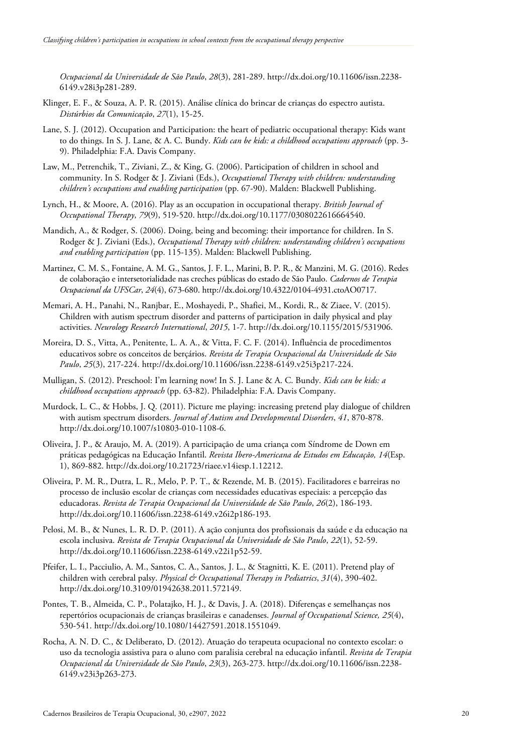*Ocupacional da Universidade de São Paulo*, *28*(3), 281-289. http://dx.doi.org/10.11606/issn.2238-6149.v28i3p281-289.

Klinger, E. F., & Souza, A. P. R. (2015). Análise clínica do brincar de crianças do espectro autista. *Distúrbios da Comunicação*, *27*(1), 15-25.

Lane, S. J. (2012). Occupation and Participation: the heart of pediatric occupational therapy: Kids want to do things. In S. J. Lane, & A. C. Bundy. *Kids can be kids: a childhood occupations approach* (pp. 3-9). Philadelphia: F.A. Davis Company.

Law, M., Petrenchik, T., Ziviani, Z., & King, G. (2006). Participation of children in school and community. In S. Rodger & J. Ziviani (Eds.), *Occupational Therapy with children: understanding children's occupations and enabling participation* (pp. 67-90). Malden: Blackwell Publishing.

Lynch, H., & Moore, A. (2016). Play as an occupation in occupational therapy. *British Journal of Occupational Therapy*, *79*(9), 519-520. http://dx.doi.org/10.1177/0308022616664540.

Mandich, A., & Rodger, S. (2006). Doing, being and becoming: their importance for children. In S. Rodger & J. Ziviani (Eds.), *Occupational Therapy with children: understanding children's occupations and enabling participation* (pp. 115-135). Malden: Blackwell Publishing.

Martinez, C. M. S., Fontaine, A. M. G., Santos, J. F. L., Marini, B. P. R., & Manzini, M. G. (2016). Redes de colaboração e intersetorialidade nas creches públicas do estado de São Paulo. *Cadernos de Terapia Ocupacional da UFSCar*, *24*(4), 673-680. http://dx.doi.org/10.4322/0104-4931.ctoAO0717.

Memari, A. H., Panahi, N., Ranjbar, E., Moshayedi, P., Shafiei, M., Kordi, R., & Ziaee, V. (2015). Children with autism spectrum disorder and patterns of participation in daily physical and play activities. *Neurology Research International*, *2015*, 1-7. http://dx.doi.org/10.1155/2015/531906.

Moreira, D. S., Vitta, A., Penitente, L. A. A., & Vitta, F. C. F. (2014). Influência de procedimentos educativos sobre os conceitos de berçários. *Revista de Terapia Ocupacional da Universidade de São Paulo*, *25*(3), 217-224. http://dx.doi.org/10.11606/issn.2238-6149.v25i3p217-224.

Mulligan, S. (2012). Preschool: I'm learning now! In S. J. Lane & A. C. Bundy. *Kids can be kids: a childhood occupations approach* (pp. 63-82). Philadelphia: F.A. Davis Company.

Murdock, L. C., & Hobbs, J. Q. (2011). Picture me playing: increasing pretend play dialogue of children with autism spectrum disorders. *Journal of Autism and Developmental Disorders*, *41*, 870-878. http://dx.doi.org/10.1007/s10803-010-1108-6.

Oliveira, J. P., & Araujo, M. A. (2019). A participação de uma criança com Síndrome de Down em práticas pedagógicas na Educação Infantil. *Revista Ibero-Americana de Estudos em Educação, 14*(Esp. 1), 869-882. http://dx.doi.org/10.21723/riaee.v14iesp.1.12212.

Oliveira, P. M. R., Dutra, L. R., Melo, P. P. T., & Rezende, M. B. (2015). Facilitadores e barreiras no processo de inclusão escolar de crianças com necessidades educativas especiais: a percepção das educadoras. *Revista de Terapia Ocupacional da Universidade de São Paulo*, *26*(2), 186-193. http://dx.doi.org/10.11606/issn.2238-6149.v26i2p186-193.

Pelosi, M. B., & Nunes, L. R. D. P. (2011). A ação conjunta dos profissionais da saúde e da educação na escola inclusiva. *Revista de Terapia Ocupacional da Universidade de São Paulo*, *22*(1), 52-59. http://dx.doi.org/10.11606/issn.2238-6149.v22i1p52-59.

Pfeifer, L. I., Pacciulio, A. M., Santos, C. A., Santos, J. L., & Stagnitti, K. E. (2011). Pretend play of children with cerebral palsy. *Physical & Occupational Therapy in Pediatrics*, *31*(4), 390-402. http://dx.doi.org/10.3109/01942638.2011.572149.

Pontes, T. B., Almeida, C. P., Polatajko, H. J., & Davis, J. A. (2018). Diferenças e semelhanças nos repertórios ocupacionais de crianças brasileiras e canadenses. *Journal of Occupational Science, 25*(4), 530-541. http://dx.doi.org/10.1080/14427591.2018.1551049.

Rocha, A. N. D. C., & Deliberato, D. (2012). Atuação do terapeuta ocupacional no contexto escolar: o uso da tecnologia assistiva para o aluno com paralisia cerebral na educação infantil. *Revista de Terapia Ocupacional da Universidade de São Paulo*, *23*(3), 263-273. http://dx.doi.org/10.11606/issn.2238-6149.v23i3p263-273.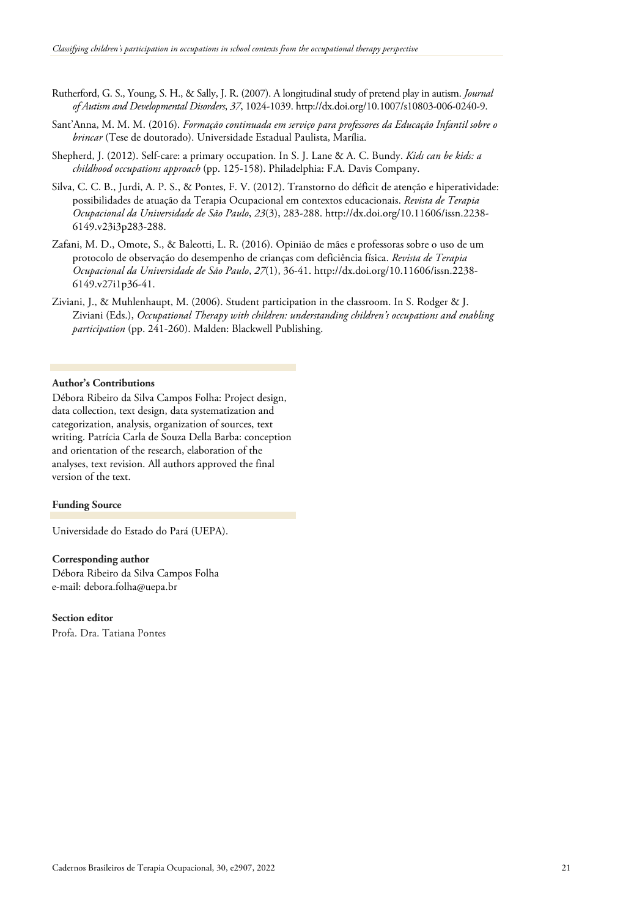Rutherford, G. S., Young, S. H., & Sally, J. R. (2007). A longitudinal study of pretend play in autism. *Journal of Autism and Developmental Disorders*, *37*, 1024-1039. http://dx.doi.org/10.1007/s10803-006-0240-9.

Sant'Anna, M. M. M. (2016). *Formação continuada em serviço para professores da Educação Infantil sobre o brincar* (Tese de doutorado). Universidade Estadual Paulista, Marília.

Shepherd, J. (2012). Self-care: a primary occupation. In S. J. Lane & A. C. Bundy. *Kids can be kids: a childhood occupations approach* (pp. 125-158). Philadelphia: F.A. Davis Company.

Silva, C. C. B., Jurdi, A. P. S., & Pontes, F. V. (2012). Transtorno do déficit de atenção e hiperatividade: possibilidades de atuação da Terapia Ocupacional em contextos educacionais. *Revista de Terapia Ocupacional da Universidade de São Paulo*, *23*(3), 283-288. http://dx.doi.org/10.11606/issn.2238-6149.v23i3p283-288.

Zafani, M. D., Omote, S., & Baleotti, L. R. (2016). Opinião de mães e professoras sobre o uso de um protocolo de observação do desempenho de crianças com deficiência física. *Revista de Terapia Ocupacional da Universidade de São Paulo*, *27*(1), 36-41. http://dx.doi.org/10.11606/issn.2238-6149.v27i1p36-41.

Ziviani, J., & Muhlenhaupt, M. (2006). Student participation in the classroom. In S. Rodger & J. Ziviani (Eds.), *Occupational Therapy with children: understanding children's occupations and enabling participation* (pp. 241-260). Malden: Blackwell Publishing.

**Author's Contributions**

Débora Ribeiro da Silva Campos Folha: Project design, data collection, text design, data systematization and categorization, analysis, organization of sources, text writing. Patrícia Carla de Souza Della Barba: conception and orientation of the research, elaboration of the analyses, text revision. All authors approved the final version of the text.

**Funding Source**

Universidade do Estado do Pará (UEPA).

**Corresponding author**

Débora Ribeiro da Silva Campos Folha
e-mail: debora.folha@uepa.br

**Section editor**

Profa. Dra. Tatiana Pontes